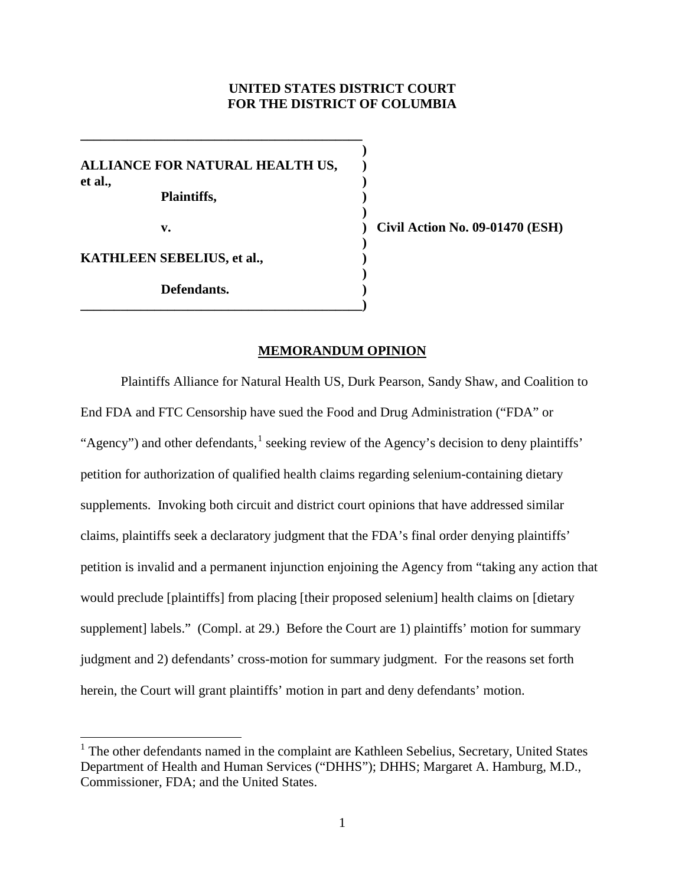**UNITED STATES DISTRICT COURT**
**FOR THE DISTRICT OF COLUMBIA**

| | |
|---|---|
| **ALLIANCE FOR NATURAL HEALTH US, et al.,** | |
| **Plaintiffs,** | |
| **v.** | **Civil Action No. 09-01470 (ESH)** |
| **KATHLEEN SEBELIUS, et al.,** | |
| **Defendants.** | |

**MEMORANDUM OPINION**

Plaintiffs Alliance for Natural Health US, Durk Pearson, Sandy Shaw, and Coalition to End FDA and FTC Censorship have sued the Food and Drug Administration ("FDA" or "Agency") and other defendants,[1] seeking review of the Agency's decision to deny plaintiffs' petition for authorization of qualified health claims regarding selenium-containing dietary supplements. Invoking both circuit and district court opinions that have addressed similar claims, plaintiffs seek a declaratory judgment that the FDA's final order denying plaintiffs' petition is invalid and a permanent injunction enjoining the Agency from "taking any action that would preclude [plaintiffs] from placing [their proposed selenium] health claims on [dietary supplement] labels." (Compl. at 29.) Before the Court are 1) plaintiffs' motion for summary judgment and 2) defendants' cross-motion for summary judgment. For the reasons set forth herein, the Court will grant plaintiffs' motion in part and deny defendants' motion.

[1] The other defendants named in the complaint are Kathleen Sebelius, Secretary, United States Department of Health and Human Services ("DHHS"); DHHS; Margaret A. Hamburg, M.D., Commissioner, FDA; and the United States.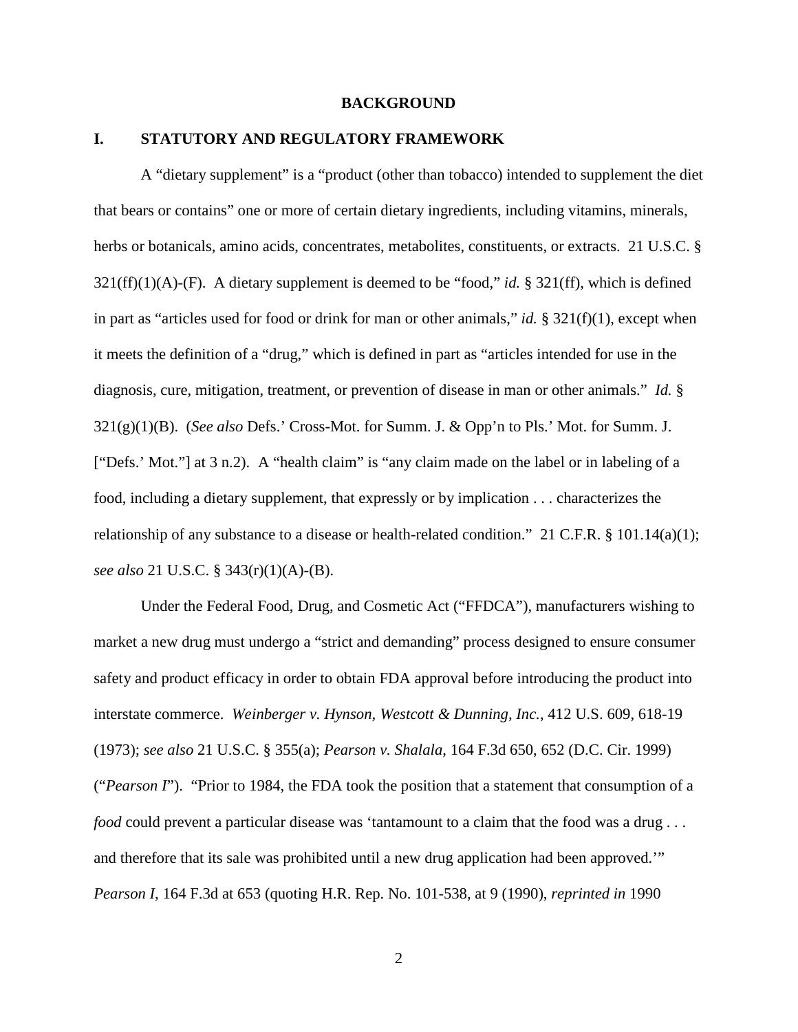## BACKGROUND

## I. STATUTORY AND REGULATORY FRAMEWORK

A "dietary supplement" is a "product (other than tobacco) intended to supplement the diet that bears or contains" one or more of certain dietary ingredients, including vitamins, minerals, herbs or botanicals, amino acids, concentrates, metabolites, constituents, or extracts. 21 U.S.C. § 321(ff)(1)(A)-(F). A dietary supplement is deemed to be "food," *id.* § 321(ff), which is defined in part as "articles used for food or drink for man or other animals," *id.* § 321(f)(1), except when it meets the definition of a "drug," which is defined in part as "articles intended for use in the diagnosis, cure, mitigation, treatment, or prevention of disease in man or other animals." *Id.* § 321(g)(1)(B). (*See also* Defs.' Cross-Mot. for Summ. J. & Opp'n to Pls.' Mot. for Summ. J. ["Defs.' Mot."] at 3 n.2). A "health claim" is "any claim made on the label or in labeling of a food, including a dietary supplement, that expressly or by implication . . . characterizes the relationship of any substance to a disease or health-related condition." 21 C.F.R. § 101.14(a)(1); *see also* 21 U.S.C. § 343(r)(1)(A)-(B).

Under the Federal Food, Drug, and Cosmetic Act ("FFDCA"), manufacturers wishing to market a new drug must undergo a "strict and demanding" process designed to ensure consumer safety and product efficacy in order to obtain FDA approval before introducing the product into interstate commerce. *Weinberger v. Hynson, Westcott & Dunning, Inc.*, 412 U.S. 609, 618-19 (1973); *see also* 21 U.S.C. § 355(a); *Pearson v. Shalala*, 164 F.3d 650, 652 (D.C. Cir. 1999) ("*Pearson I*"). "Prior to 1984, the FDA took the position that a statement that consumption of a *food* could prevent a particular disease was 'tantamount to a claim that the food was a drug . . . and therefore that its sale was prohibited until a new drug application had been approved.'" *Pearson I*, 164 F.3d at 653 (quoting H.R. Rep. No. 101-538, at 9 (1990), *reprinted in* 1990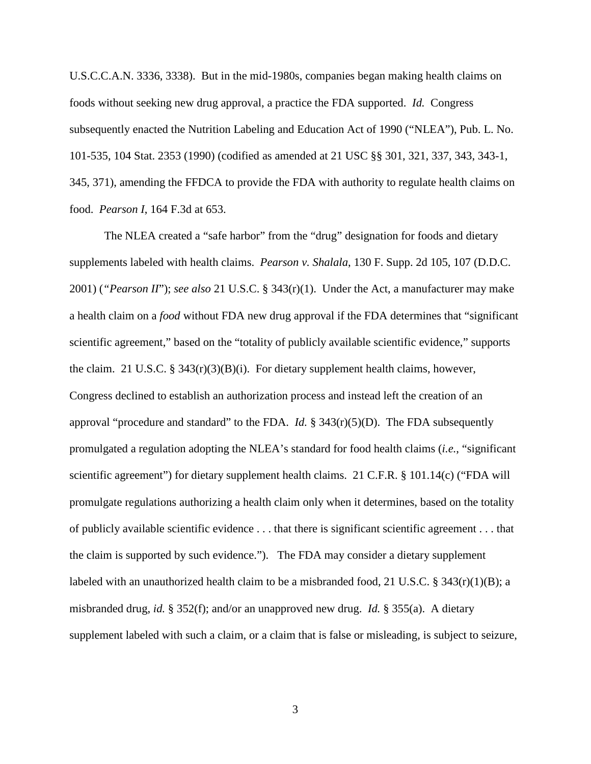U.S.C.C.A.N. 3336, 3338). But in the mid-1980s, companies began making health claims on foods without seeking new drug approval, a practice the FDA supported. *Id.* Congress subsequently enacted the Nutrition Labeling and Education Act of 1990 ("NLEA"), Pub. L. No. 101-535, 104 Stat. 2353 (1990) (codified as amended at 21 USC §§ 301, 321, 337, 343, 343-1, 345, 371), amending the FFDCA to provide the FDA with authority to regulate health claims on food. *Pearson I*, 164 F.3d at 653.

The NLEA created a "safe harbor" from the "drug" designation for foods and dietary supplements labeled with health claims. *Pearson v. Shalala*, 130 F. Supp. 2d 105, 107 (D.D.C. 2001) ("*Pearson II*"); *see also* 21 U.S.C. § 343(r)(1). Under the Act, a manufacturer may make a health claim on a *food* without FDA new drug approval if the FDA determines that "significant scientific agreement," based on the "totality of publicly available scientific evidence," supports the claim. 21 U.S.C. § 343(r)(3)(B)(i). For dietary supplement health claims, however, Congress declined to establish an authorization process and instead left the creation of an approval "procedure and standard" to the FDA. *Id.* § 343(r)(5)(D). The FDA subsequently promulgated a regulation adopting the NLEA's standard for food health claims (*i.e.*, "significant scientific agreement") for dietary supplement health claims. 21 C.F.R. § 101.14(c) ("FDA will promulgate regulations authorizing a health claim only when it determines, based on the totality of publicly available scientific evidence . . . that there is significant scientific agreement . . . that the claim is supported by such evidence."). The FDA may consider a dietary supplement labeled with an unauthorized health claim to be a misbranded food, 21 U.S.C. § 343(r)(1)(B); a misbranded drug, *id.* § 352(f); and/or an unapproved new drug. *Id.* § 355(a). A dietary supplement labeled with such a claim, or a claim that is false or misleading, is subject to seizure,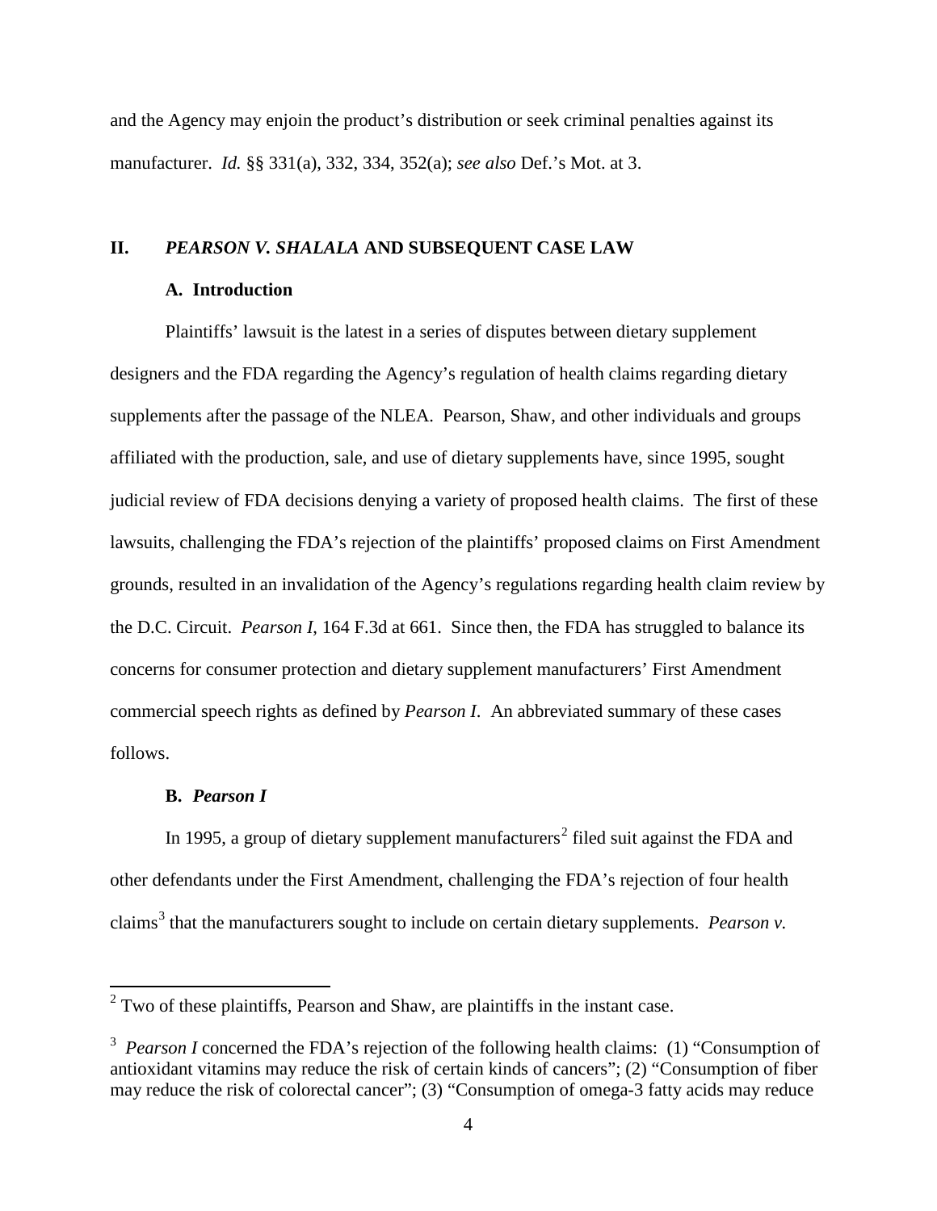and the Agency may enjoin the product's distribution or seek criminal penalties against its manufacturer. *Id.* §§ 331(a), 332, 334, 352(a); *see also* Def.'s Mot. at 3.

## II. *PEARSON V. SHALALA* AND SUBSEQUENT CASE LAW

### A. Introduction

Plaintiffs' lawsuit is the latest in a series of disputes between dietary supplement designers and the FDA regarding the Agency's regulation of health claims regarding dietary supplements after the passage of the NLEA. Pearson, Shaw, and other individuals and groups affiliated with the production, sale, and use of dietary supplements have, since 1995, sought judicial review of FDA decisions denying a variety of proposed health claims. The first of these lawsuits, challenging the FDA's rejection of the plaintiffs' proposed claims on First Amendment grounds, resulted in an invalidation of the Agency's regulations regarding health claim review by the D.C. Circuit. *Pearson I*, 164 F.3d at 661. Since then, the FDA has struggled to balance its concerns for consumer protection and dietary supplement manufacturers' First Amendment commercial speech rights as defined by *Pearson I*. An abbreviated summary of these cases follows.

### B. *Pearson I*

In 1995, a group of dietary supplement manufacturers[2] filed suit against the FDA and other defendants under the First Amendment, challenging the FDA's rejection of four health claims[3] that the manufacturers sought to include on certain dietary supplements. *Pearson v.*

---

[2] Two of these plaintiffs, Pearson and Shaw, are plaintiffs in the instant case.

[3] *Pearson I* concerned the FDA's rejection of the following health claims: (1) "Consumption of antioxidant vitamins may reduce the risk of certain kinds of cancers"; (2) "Consumption of fiber may reduce the risk of colorectal cancer"; (3) "Consumption of omega-3 fatty acids may reduce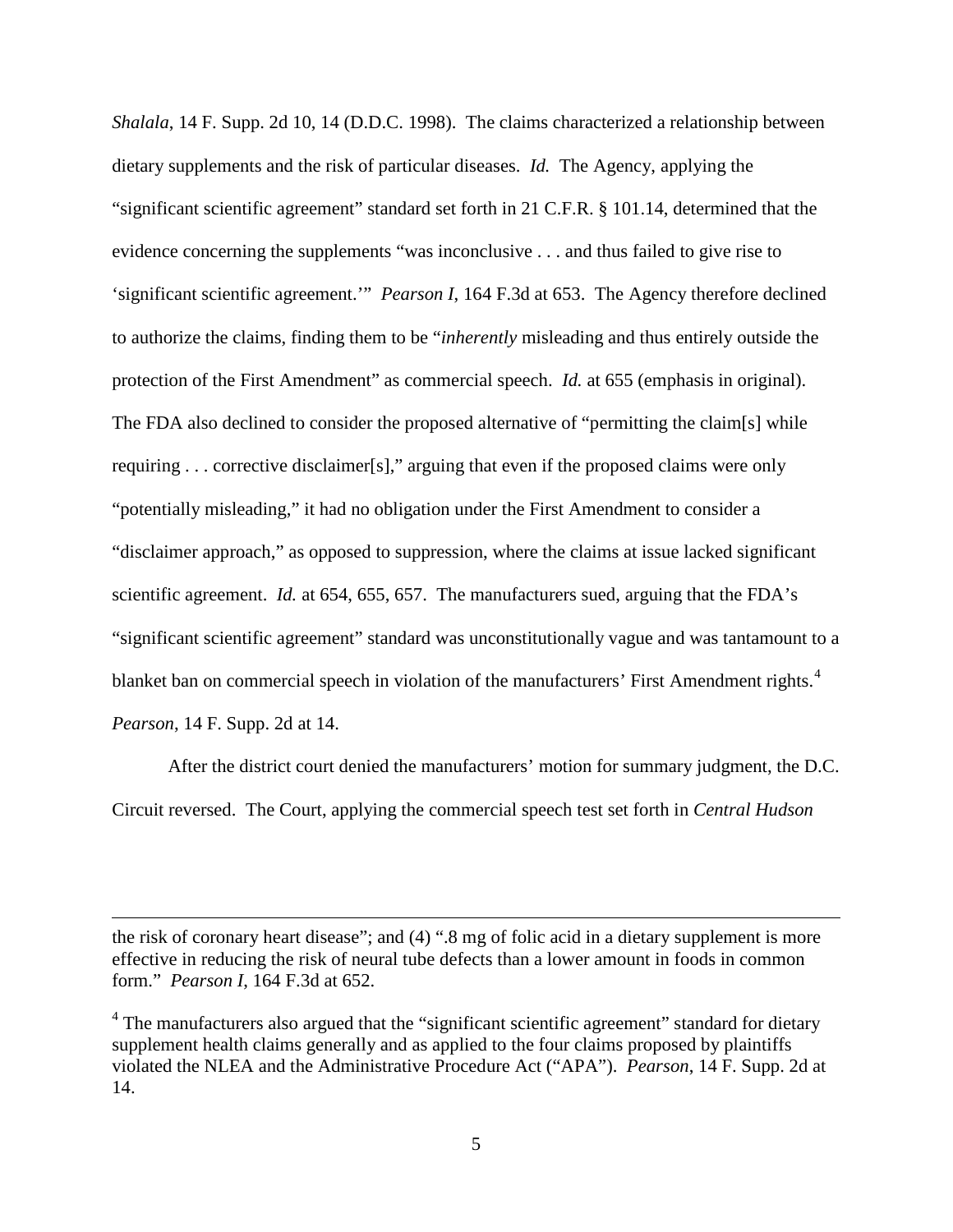*Shalala*, 14 F. Supp. 2d 10, 14 (D.D.C. 1998). The claims characterized a relationship between dietary supplements and the risk of particular diseases. *Id.* The Agency, applying the "significant scientific agreement" standard set forth in 21 C.F.R. § 101.14, determined that the evidence concerning the supplements "was inconclusive . . . and thus failed to give rise to 'significant scientific agreement.'" *Pearson I*, 164 F.3d at 653. The Agency therefore declined to authorize the claims, finding them to be "*inherently* misleading and thus entirely outside the protection of the First Amendment" as commercial speech. *Id.* at 655 (emphasis in original). The FDA also declined to consider the proposed alternative of "permitting the claim[s] while requiring . . . corrective disclaimer[s]," arguing that even if the proposed claims were only "potentially misleading," it had no obligation under the First Amendment to consider a "disclaimer approach," as opposed to suppression, where the claims at issue lacked significant scientific agreement. *Id.* at 654, 655, 657. The manufacturers sued, arguing that the FDA's "significant scientific agreement" standard was unconstitutionally vague and was tantamount to a blanket ban on commercial speech in violation of the manufacturers' First Amendment rights.[4] *Pearson*, 14 F. Supp. 2d at 14.

After the district court denied the manufacturers' motion for summary judgment, the D.C. Circuit reversed. The Court, applying the commercial speech test set forth in *Central Hudson*

---

the risk of coronary heart disease"; and (4) ".8 mg of folic acid in a dietary supplement is more effective in reducing the risk of neural tube defects than a lower amount in foods in common form." *Pearson I*, 164 F.3d at 652.

[4] The manufacturers also argued that the "significant scientific agreement" standard for dietary supplement health claims generally and as applied to the four claims proposed by plaintiffs violated the NLEA and the Administrative Procedure Act ("APA"). *Pearson*, 14 F. Supp. 2d at 14.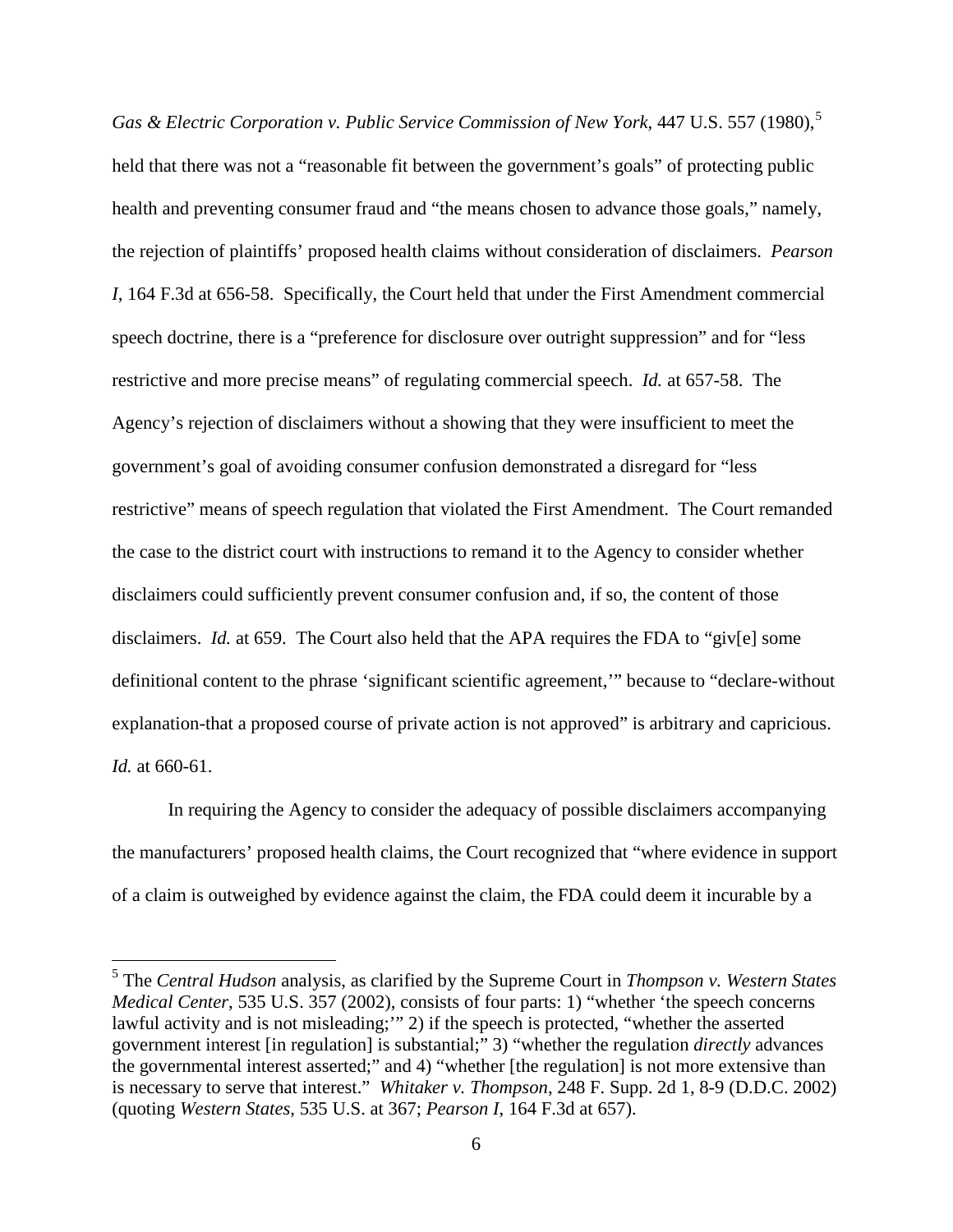*Gas & Electric Corporation v. Public Service Commission of New York*, 447 U.S. 557 (1980),[5] held that there was not a "reasonable fit between the government's goals" of protecting public health and preventing consumer fraud and "the means chosen to advance those goals," namely, the rejection of plaintiffs' proposed health claims without consideration of disclaimers. *Pearson I*, 164 F.3d at 656-58. Specifically, the Court held that under the First Amendment commercial speech doctrine, there is a "preference for disclosure over outright suppression" and for "less restrictive and more precise means" of regulating commercial speech. *Id.* at 657-58. The Agency's rejection of disclaimers without a showing that they were insufficient to meet the government's goal of avoiding consumer confusion demonstrated a disregard for "less restrictive" means of speech regulation that violated the First Amendment. The Court remanded the case to the district court with instructions to remand it to the Agency to consider whether disclaimers could sufficiently prevent consumer confusion and, if so, the content of those disclaimers. *Id.* at 659. The Court also held that the APA requires the FDA to "giv[e] some definitional content to the phrase 'significant scientific agreement,'" because to "declare-without explanation-that a proposed course of private action is not approved" is arbitrary and capricious. *Id.* at 660-61.

In requiring the Agency to consider the adequacy of possible disclaimers accompanying the manufacturers' proposed health claims, the Court recognized that "where evidence in support of a claim is outweighed by evidence against the claim, the FDA could deem it incurable by a

---

[5] The *Central Hudson* analysis, as clarified by the Supreme Court in *Thompson v. Western States Medical Center*, 535 U.S. 357 (2002), consists of four parts: 1) "whether 'the speech concerns lawful activity and is not misleading;'" 2) if the speech is protected, "whether the asserted government interest [in regulation] is substantial;" 3) "whether the regulation *directly* advances the governmental interest asserted;" and 4) "whether [the regulation] is not more extensive than is necessary to serve that interest." *Whitaker v. Thompson*, 248 F. Supp. 2d 1, 8-9 (D.D.C. 2002) (quoting *Western States*, 535 U.S. at 367; *Pearson I*, 164 F.3d at 657).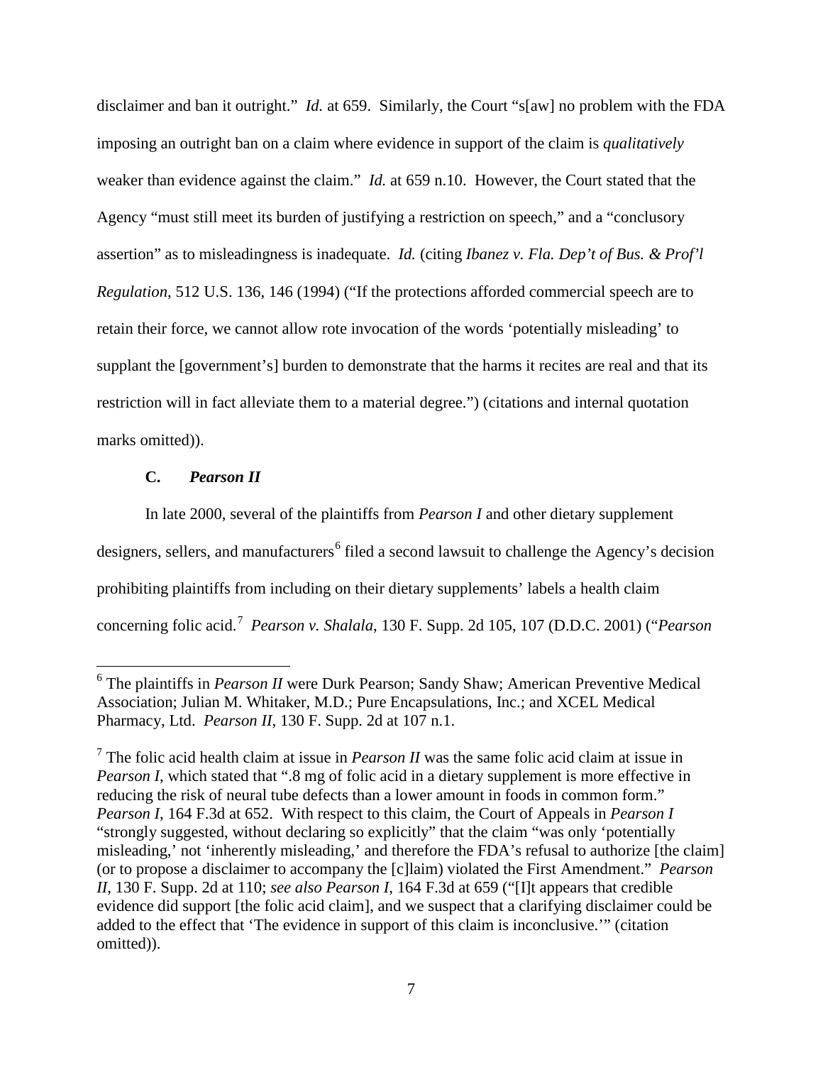disclaimer and ban it outright." *Id.* at 659. Similarly, the Court "s[aw] no problem with the FDA imposing an outright ban on a claim where evidence in support of the claim is *qualitatively* weaker than evidence against the claim." *Id.* at 659 n.10. However, the Court stated that the Agency "must still meet its burden of justifying a restriction on speech," and a "conclusory assertion" as to misleadingness is inadequate. *Id.* (citing *Ibanez v. Fla. Dep't of Bus. & Prof'l Regulation*, 512 U.S. 136, 146 (1994) ("If the protections afforded commercial speech are to retain their force, we cannot allow rote invocation of the words 'potentially misleading' to supplant the [government's] burden to demonstrate that the harms it recites are real and that its restriction will in fact alleviate them to a material degree.") (citations and internal quotation marks omitted)).

### C. *Pearson II*

In late 2000, several of the plaintiffs from *Pearson I* and other dietary supplement designers, sellers, and manufacturers[6] filed a second lawsuit to challenge the Agency's decision prohibiting plaintiffs from including on their dietary supplements' labels a health claim concerning folic acid.[7] *Pearson v. Shalala*, 130 F. Supp. 2d 105, 107 (D.D.C. 2001) ("*Pearson*

---

[6] The plaintiffs in *Pearson II* were Durk Pearson; Sandy Shaw; American Preventive Medical Association; Julian M. Whitaker, M.D.; Pure Encapsulations, Inc.; and XCEL Medical Pharmacy, Ltd. *Pearson II*, 130 F. Supp. 2d at 107 n.1.

[7] The folic acid health claim at issue in *Pearson II* was the same folic acid claim at issue in *Pearson I*, which stated that ".8 mg of folic acid in a dietary supplement is more effective in reducing the risk of neural tube defects than a lower amount in foods in common form." *Pearson I*, 164 F.3d at 652. With respect to this claim, the Court of Appeals in *Pearson I* "strongly suggested, without declaring so explicitly" that the claim "was only 'potentially misleading,' not 'inherently misleading,' and therefore the FDA's refusal to authorize [the claim] (or to propose a disclaimer to accompany the [c]laim) violated the First Amendment." *Pearson II*, 130 F. Supp. 2d at 110; *see also Pearson I*, 164 F.3d at 659 ("[I]t appears that credible evidence did support [the folic acid claim], and we suspect that a clarifying disclaimer could be added to the effect that 'The evidence in support of this claim is inconclusive.'" (citation omitted)).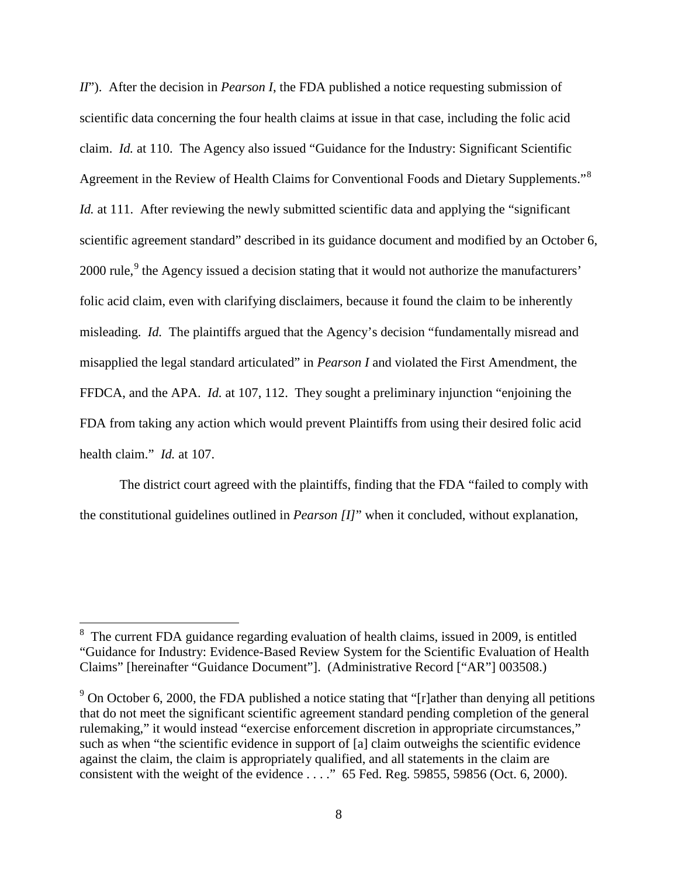*II*"). After the decision in *Pearson I*, the FDA published a notice requesting submission of scientific data concerning the four health claims at issue in that case, including the folic acid claim. *Id.* at 110. The Agency also issued "Guidance for the Industry: Significant Scientific Agreement in the Review of Health Claims for Conventional Foods and Dietary Supplements."[8] *Id.* at 111. After reviewing the newly submitted scientific data and applying the "significant scientific agreement standard" described in its guidance document and modified by an October 6, 2000 rule,[9] the Agency issued a decision stating that it would not authorize the manufacturers' folic acid claim, even with clarifying disclaimers, because it found the claim to be inherently misleading. *Id.* The plaintiffs argued that the Agency's decision "fundamentally misread and misapplied the legal standard articulated" in *Pearson I* and violated the First Amendment, the FFDCA, and the APA. *Id.* at 107, 112. They sought a preliminary injunction "enjoining the FDA from taking any action which would prevent Plaintiffs from using their desired folic acid health claim." *Id.* at 107.

The district court agreed with the plaintiffs, finding that the FDA "failed to comply with the constitutional guidelines outlined in *Pearson [I]*" when it concluded, without explanation,

---

[8] The current FDA guidance regarding evaluation of health claims, issued in 2009, is entitled "Guidance for Industry: Evidence-Based Review System for the Scientific Evaluation of Health Claims" [hereinafter "Guidance Document"]. (Administrative Record ["AR"] 003508.)

[9] On October 6, 2000, the FDA published a notice stating that "[r]ather than denying all petitions that do not meet the significant scientific agreement standard pending completion of the general rulemaking," it would instead "exercise enforcement discretion in appropriate circumstances," such as when "the scientific evidence in support of [a] claim outweighs the scientific evidence against the claim, the claim is appropriately qualified, and all statements in the claim are consistent with the weight of the evidence . . . ." 65 Fed. Reg. 59855, 59856 (Oct. 6, 2000).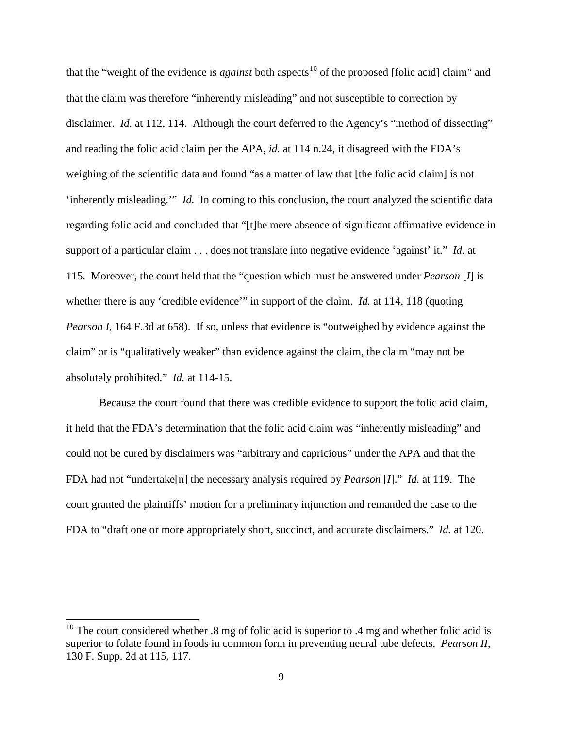that the "weight of the evidence is *against* both aspects[10] of the proposed [folic acid] claim" and that the claim was therefore "inherently misleading" and not susceptible to correction by disclaimer. *Id.* at 112, 114. Although the court deferred to the Agency's "method of dissecting" and reading the folic acid claim per the APA, *id.* at 114 n.24, it disagreed with the FDA's weighing of the scientific data and found "as a matter of law that [the folic acid claim] is not 'inherently misleading.'" *Id.* In coming to this conclusion, the court analyzed the scientific data regarding folic acid and concluded that "[t]he mere absence of significant affirmative evidence in support of a particular claim . . . does not translate into negative evidence 'against' it." *Id.* at 115. Moreover, the court held that the "question which must be answered under *Pearson* [*I*] is whether there is any 'credible evidence'" in support of the claim. *Id.* at 114, 118 (quoting *Pearson I*, 164 F.3d at 658). If so, unless that evidence is "outweighed by evidence against the claim" or is "qualitatively weaker" than evidence against the claim, the claim "may not be absolutely prohibited." *Id.* at 114-15.

Because the court found that there was credible evidence to support the folic acid claim, it held that the FDA's determination that the folic acid claim was "inherently misleading" and could not be cured by disclaimers was "arbitrary and capricious" under the APA and that the FDA had not "undertake[n] the necessary analysis required by *Pearson* [*I*]." *Id.* at 119. The court granted the plaintiffs' motion for a preliminary injunction and remanded the case to the FDA to "draft one or more appropriately short, succinct, and accurate disclaimers." *Id.* at 120.

---

[10] The court considered whether .8 mg of folic acid is superior to .4 mg and whether folic acid is superior to folate found in foods in common form in preventing neural tube defects. *Pearson II*, 130 F. Supp. 2d at 115, 117.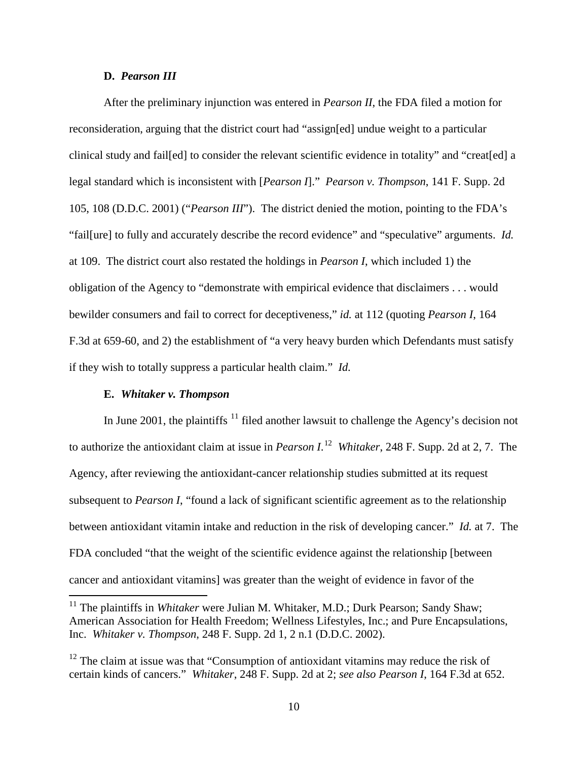### D. *Pearson III*

After the preliminary injunction was entered in *Pearson II*, the FDA filed a motion for reconsideration, arguing that the district court had "assign[ed] undue weight to a particular clinical study and fail[ed] to consider the relevant scientific evidence in totality" and "creat[ed] a legal standard which is inconsistent with [*Pearson I*]." *Pearson v. Thompson*, 141 F. Supp. 2d 105, 108 (D.D.C. 2001) ("*Pearson III*"). The district denied the motion, pointing to the FDA's "fail[ure] to fully and accurately describe the record evidence" and "speculative" arguments. *Id.* at 109. The district court also restated the holdings in *Pearson I*, which included 1) the obligation of the Agency to "demonstrate with empirical evidence that disclaimers . . . would bewilder consumers and fail to correct for deceptiveness," *id.* at 112 (quoting *Pearson I*, 164 F.3d at 659-60, and 2) the establishment of "a very heavy burden which Defendants must satisfy if they wish to totally suppress a particular health claim." *Id.*

### E. *Whitaker v. Thompson*

In June 2001, the plaintiffs [11] filed another lawsuit to challenge the Agency's decision not to authorize the antioxidant claim at issue in *Pearson I.*[12] *Whitaker*, 248 F. Supp. 2d at 2, 7. The Agency, after reviewing the antioxidant-cancer relationship studies submitted at its request subsequent to *Pearson I*, "found a lack of significant scientific agreement as to the relationship between antioxidant vitamin intake and reduction in the risk of developing cancer." *Id.* at 7. The FDA concluded "that the weight of the scientific evidence against the relationship [between cancer and antioxidant vitamins] was greater than the weight of evidence in favor of the

[11] The plaintiffs in *Whitaker* were Julian M. Whitaker, M.D.; Durk Pearson; Sandy Shaw; American Association for Health Freedom; Wellness Lifestyles, Inc.; and Pure Encapsulations, Inc. *Whitaker v. Thompson*, 248 F. Supp. 2d 1, 2 n.1 (D.D.C. 2002).

[12] The claim at issue was that "Consumption of antioxidant vitamins may reduce the risk of certain kinds of cancers." *Whitaker*, 248 F. Supp. 2d at 2; *see also Pearson I*, 164 F.3d at 652.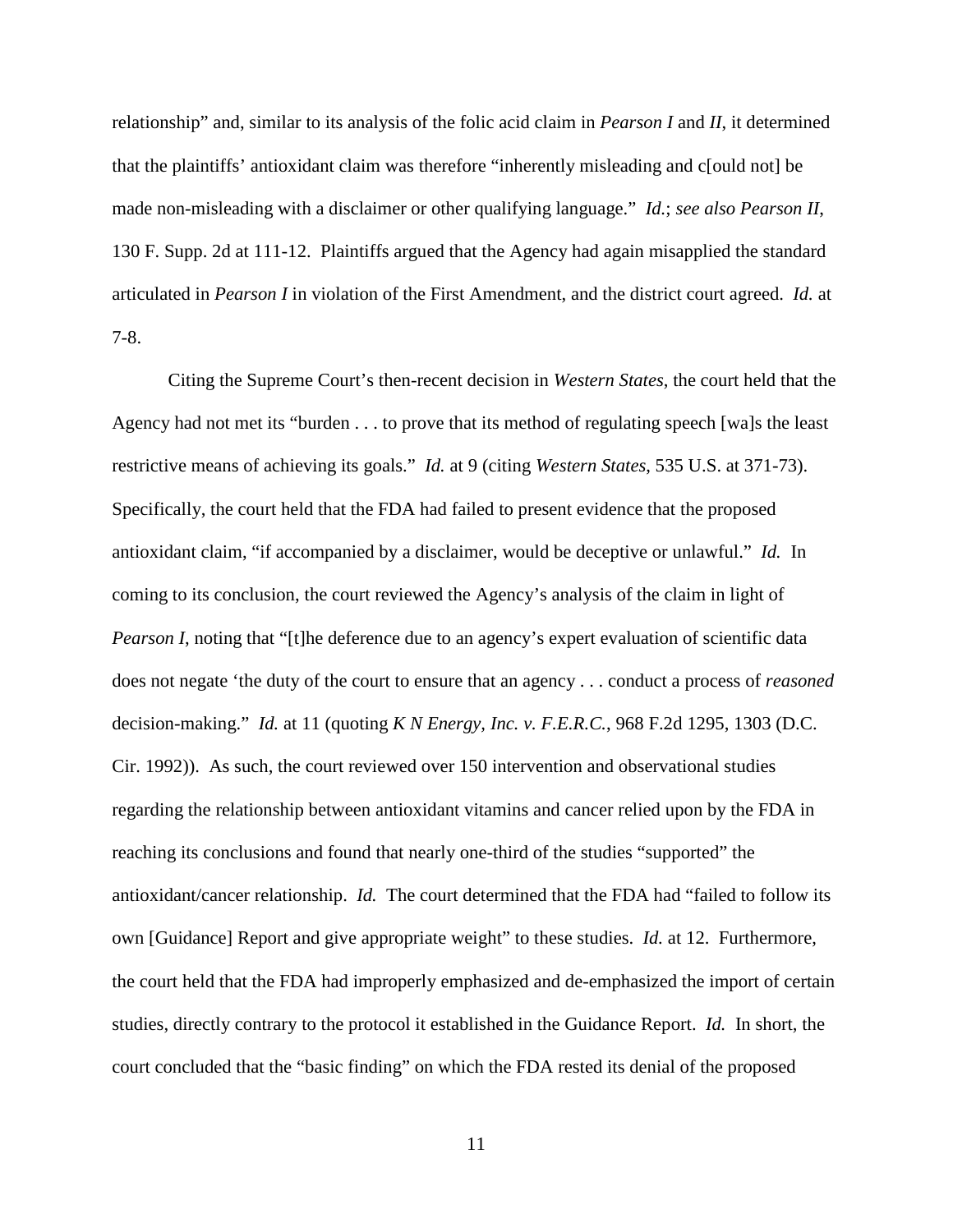relationship" and, similar to its analysis of the folic acid claim in *Pearson I* and *II*, it determined that the plaintiffs' antioxidant claim was therefore "inherently misleading and c[ould not] be made non-misleading with a disclaimer or other qualifying language." *Id.*; *see also Pearson II*, 130 F. Supp. 2d at 111-12. Plaintiffs argued that the Agency had again misapplied the standard articulated in *Pearson I* in violation of the First Amendment, and the district court agreed. *Id.* at 7-8.

Citing the Supreme Court's then-recent decision in *Western States*, the court held that the Agency had not met its "burden . . . to prove that its method of regulating speech [wa]s the least restrictive means of achieving its goals." *Id.* at 9 (citing *Western States*, 535 U.S. at 371-73). Specifically, the court held that the FDA had failed to present evidence that the proposed antioxidant claim, "if accompanied by a disclaimer, would be deceptive or unlawful." *Id.* In coming to its conclusion, the court reviewed the Agency's analysis of the claim in light of *Pearson I*, noting that "[t]he deference due to an agency's expert evaluation of scientific data does not negate 'the duty of the court to ensure that an agency . . . conduct a process of *reasoned* decision-making." *Id.* at 11 (quoting *K N Energy, Inc. v. F.E.R.C.*, 968 F.2d 1295, 1303 (D.C. Cir. 1992)). As such, the court reviewed over 150 intervention and observational studies regarding the relationship between antioxidant vitamins and cancer relied upon by the FDA in reaching its conclusions and found that nearly one-third of the studies "supported" the antioxidant/cancer relationship. *Id.* The court determined that the FDA had "failed to follow its own [Guidance] Report and give appropriate weight" to these studies. *Id.* at 12. Furthermore, the court held that the FDA had improperly emphasized and de-emphasized the import of certain studies, directly contrary to the protocol it established in the Guidance Report. *Id.* In short, the court concluded that the "basic finding" on which the FDA rested its denial of the proposed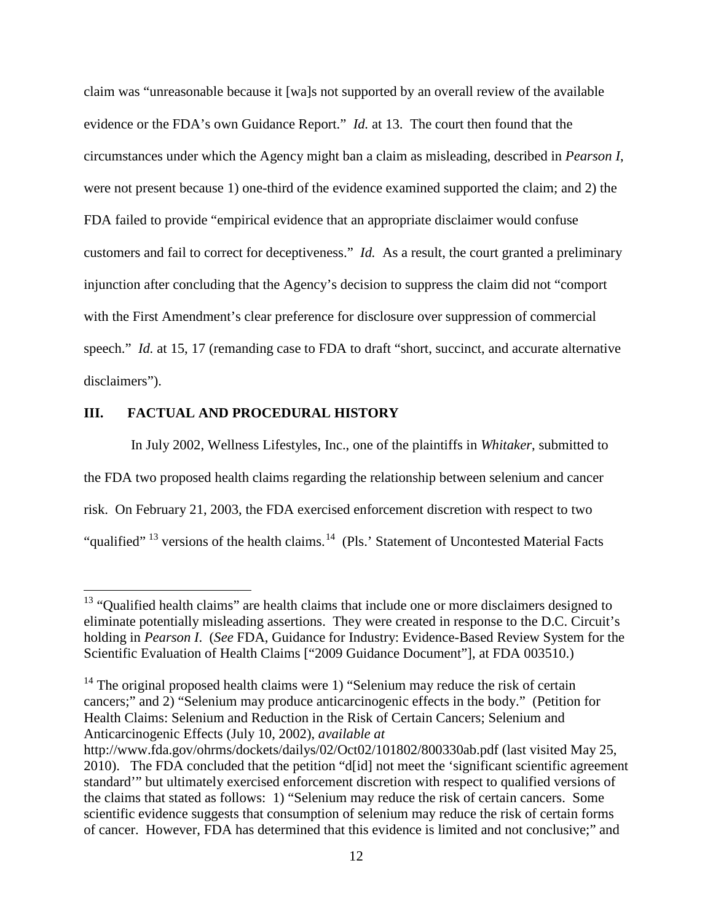claim was "unreasonable because it [wa]s not supported by an overall review of the available evidence or the FDA's own Guidance Report." *Id.* at 13. The court then found that the circumstances under which the Agency might ban a claim as misleading, described in *Pearson I*, were not present because 1) one-third of the evidence examined supported the claim; and 2) the FDA failed to provide "empirical evidence that an appropriate disclaimer would confuse customers and fail to correct for deceptiveness." *Id.* As a result, the court granted a preliminary injunction after concluding that the Agency's decision to suppress the claim did not "comport with the First Amendment's clear preference for disclosure over suppression of commercial speech." *Id.* at 15, 17 (remanding case to FDA to draft "short, succinct, and accurate alternative disclaimers").

## III. FACTUAL AND PROCEDURAL HISTORY

In July 2002, Wellness Lifestyles, Inc., one of the plaintiffs in *Whitaker*, submitted to the FDA two proposed health claims regarding the relationship between selenium and cancer risk. On February 21, 2003, the FDA exercised enforcement discretion with respect to two "qualified" [13] versions of the health claims.[14] (Pls.' Statement of Uncontested Material Facts

---

[13] "Qualified health claims" are health claims that include one or more disclaimers designed to eliminate potentially misleading assertions. They were created in response to the D.C. Circuit's holding in *Pearson I*. (*See* FDA, Guidance for Industry: Evidence-Based Review System for the Scientific Evaluation of Health Claims ["2009 Guidance Document"], at FDA 003510.)

[14] The original proposed health claims were 1) "Selenium may reduce the risk of certain cancers;" and 2) "Selenium may produce anticarcinogenic effects in the body." (Petition for Health Claims: Selenium and Reduction in the Risk of Certain Cancers; Selenium and Anticarcinogenic Effects (July 10, 2002), *available at* http://www.fda.gov/ohrms/dockets/dailys/02/Oct02/101802/800330ab.pdf (last visited May 25, 2010). The FDA concluded that the petition "d[id] not meet the 'significant scientific agreement standard'" but ultimately exercised enforcement discretion with respect to qualified versions of the claims that stated as follows: 1) "Selenium may reduce the risk of certain cancers. Some scientific evidence suggests that consumption of selenium may reduce the risk of certain forms of cancer. However, FDA has determined that this evidence is limited and not conclusive;" and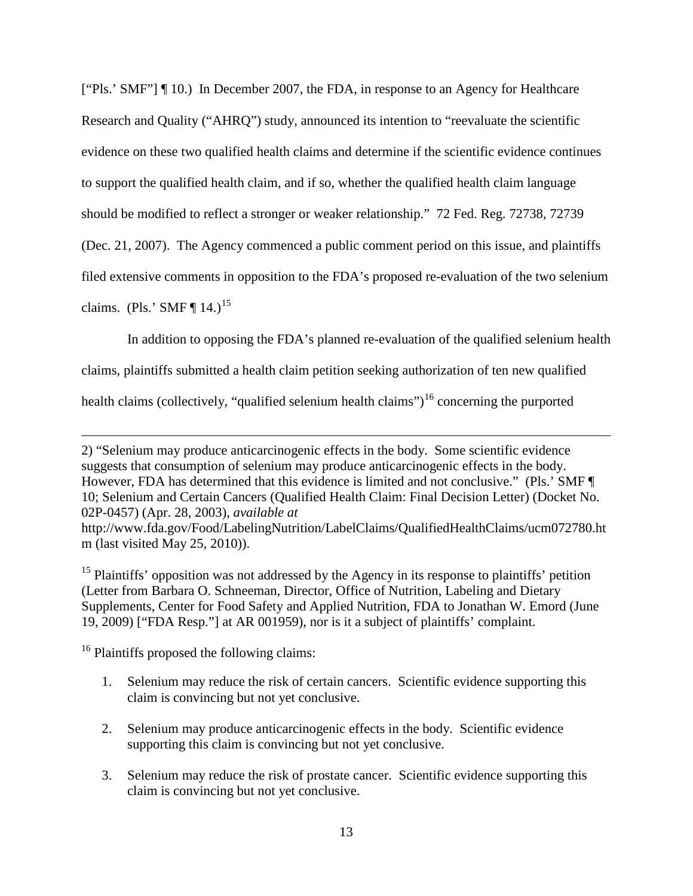["Pls.' SMF"] ¶ 10.) In December 2007, the FDA, in response to an Agency for Healthcare Research and Quality ("AHRQ") study, announced its intention to "reevaluate the scientific evidence on these two qualified health claims and determine if the scientific evidence continues to support the qualified health claim, and if so, whether the qualified health claim language should be modified to reflect a stronger or weaker relationship." 72 Fed. Reg. 72738, 72739 (Dec. 21, 2007). The Agency commenced a public comment period on this issue, and plaintiffs filed extensive comments in opposition to the FDA's proposed re-evaluation of the two selenium claims. (Pls.' SMF ¶ 14.)[15]

In addition to opposing the FDA's planned re-evaluation of the qualified selenium health claims, plaintiffs submitted a health claim petition seeking authorization of ten new qualified health claims (collectively, "qualified selenium health claims")[16] concerning the purported

---

2) "Selenium may produce anticarcinogenic effects in the body. Some scientific evidence suggests that consumption of selenium may produce anticarcinogenic effects in the body. However, FDA has determined that this evidence is limited and not conclusive." (Pls.' SMF ¶ 10; Selenium and Certain Cancers (Qualified Health Claim: Final Decision Letter) (Docket No. 02P-0457) (Apr. 28, 2003), *available at* http://www.fda.gov/Food/LabelingNutrition/LabelClaims/QualifiedHealthClaims/ucm072780.htm (last visited May 25, 2010)).

[15] Plaintiffs' opposition was not addressed by the Agency in its response to plaintiffs' petition (Letter from Barbara O. Schneeman, Director, Office of Nutrition, Labeling and Dietary Supplements, Center for Food Safety and Applied Nutrition, FDA to Jonathan W. Emord (June 19, 2009) ["FDA Resp."] at AR 001959), nor is it a subject of plaintiffs' complaint.

[16] Plaintiffs proposed the following claims:

1. Selenium may reduce the risk of certain cancers. Scientific evidence supporting this claim is convincing but not yet conclusive.

2. Selenium may produce anticarcinogenic effects in the body. Scientific evidence supporting this claim is convincing but not yet conclusive.

3. Selenium may reduce the risk of prostate cancer. Scientific evidence supporting this claim is convincing but not yet conclusive.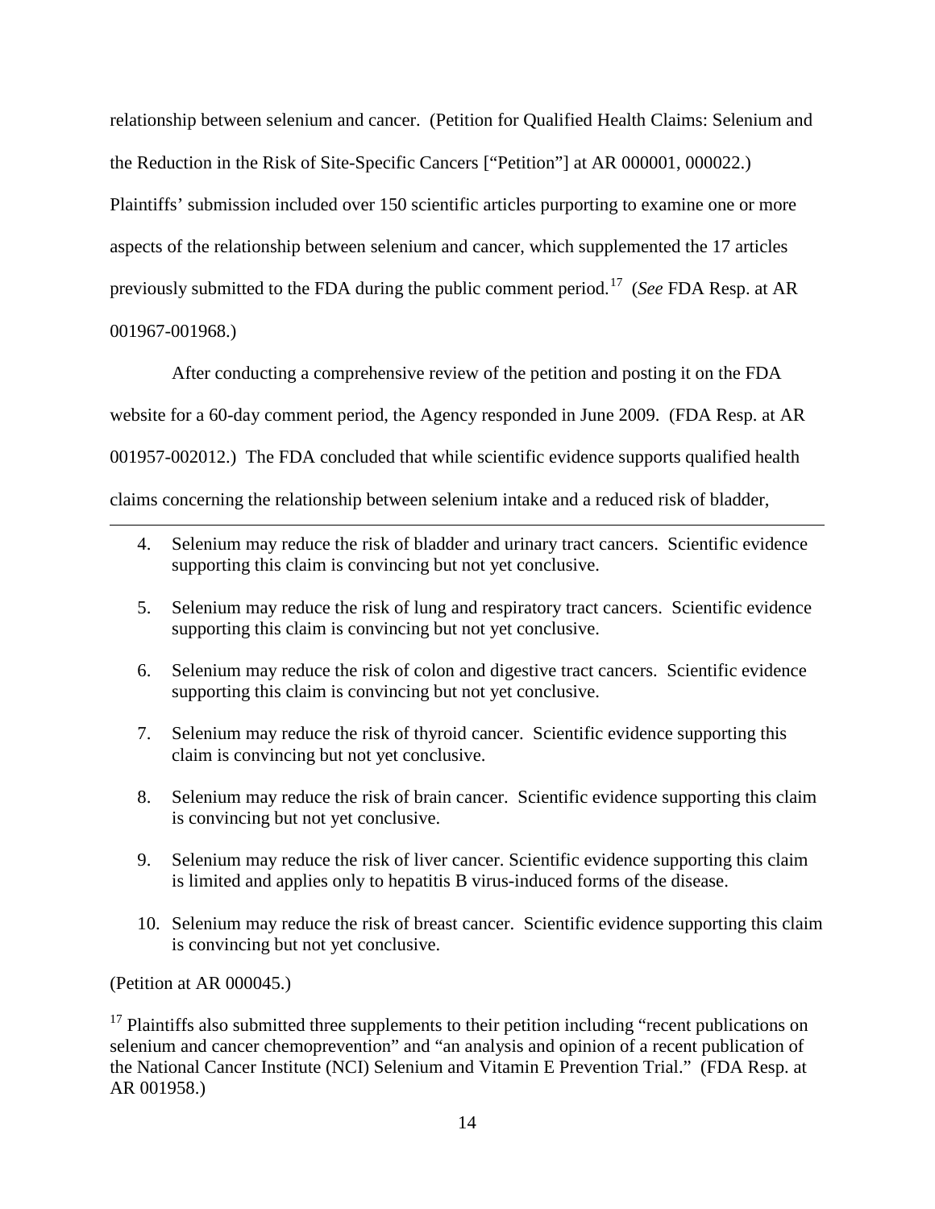relationship between selenium and cancer. (Petition for Qualified Health Claims: Selenium and the Reduction in the Risk of Site-Specific Cancers ["Petition"] at AR 000001, 000022.) Plaintiffs' submission included over 150 scientific articles purporting to examine one or more aspects of the relationship between selenium and cancer, which supplemented the 17 articles previously submitted to the FDA during the public comment period.[17] (*See* FDA Resp. at AR 001967-001968.)

After conducting a comprehensive review of the petition and posting it on the FDA website for a 60-day comment period, the Agency responded in June 2009. (FDA Resp. at AR 001957-002012.) The FDA concluded that while scientific evidence supports qualified health claims concerning the relationship between selenium intake and a reduced risk of bladder,

---

4. Selenium may reduce the risk of bladder and urinary tract cancers. Scientific evidence supporting this claim is convincing but not yet conclusive.

5. Selenium may reduce the risk of lung and respiratory tract cancers. Scientific evidence supporting this claim is convincing but not yet conclusive.

6. Selenium may reduce the risk of colon and digestive tract cancers. Scientific evidence supporting this claim is convincing but not yet conclusive.

7. Selenium may reduce the risk of thyroid cancer. Scientific evidence supporting this claim is convincing but not yet conclusive.

8. Selenium may reduce the risk of brain cancer. Scientific evidence supporting this claim is convincing but not yet conclusive.

9. Selenium may reduce the risk of liver cancer. Scientific evidence supporting this claim is limited and applies only to hepatitis B virus-induced forms of the disease.

10. Selenium may reduce the risk of breast cancer. Scientific evidence supporting this claim is convincing but not yet conclusive.

(Petition at AR 000045.)

[17] Plaintiffs also submitted three supplements to their petition including "recent publications on selenium and cancer chemoprevention" and "an analysis and opinion of a recent publication of the National Cancer Institute (NCI) Selenium and Vitamin E Prevention Trial." (FDA Resp. at AR 001958.)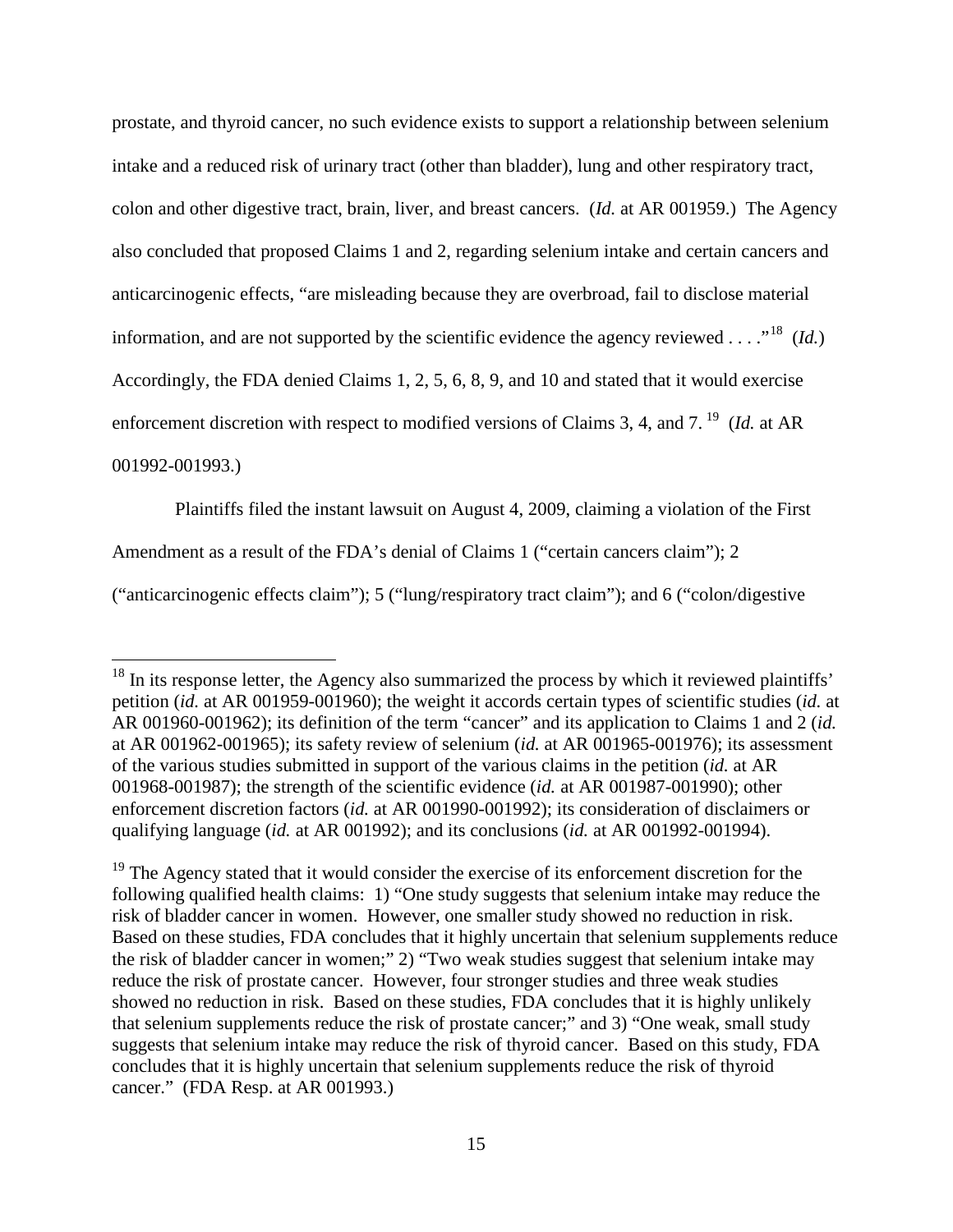prostate, and thyroid cancer, no such evidence exists to support a relationship between selenium intake and a reduced risk of urinary tract (other than bladder), lung and other respiratory tract, colon and other digestive tract, brain, liver, and breast cancers. (*Id.* at AR 001959.) The Agency also concluded that proposed Claims 1 and 2, regarding selenium intake and certain cancers and anticarcinogenic effects, "are misleading because they are overbroad, fail to disclose material information, and are not supported by the scientific evidence the agency reviewed . . . ."[18] (*Id.*) Accordingly, the FDA denied Claims 1, 2, 5, 6, 8, 9, and 10 and stated that it would exercise enforcement discretion with respect to modified versions of Claims 3, 4, and 7.[19] (*Id.* at AR 001992-001993.)

Plaintiffs filed the instant lawsuit on August 4, 2009, claiming a violation of the First Amendment as a result of the FDA's denial of Claims 1 ("certain cancers claim"); 2 ("anticarcinogenic effects claim"); 5 ("lung/respiratory tract claim"); and 6 ("colon/digestive

---

[18] In its response letter, the Agency also summarized the process by which it reviewed plaintiffs' petition (*id.* at AR 001959-001960); the weight it accords certain types of scientific studies (*id.* at AR 001960-001962); its definition of the term "cancer" and its application to Claims 1 and 2 (*id.* at AR 001962-001965); its safety review of selenium (*id.* at AR 001965-001976); its assessment of the various studies submitted in support of the various claims in the petition (*id.* at AR 001968-001987); the strength of the scientific evidence (*id.* at AR 001987-001990); other enforcement discretion factors (*id.* at AR 001990-001992); its consideration of disclaimers or qualifying language (*id.* at AR 001992); and its conclusions (*id.* at AR 001992-001994).

[19] The Agency stated that it would consider the exercise of its enforcement discretion for the following qualified health claims: 1) "One study suggests that selenium intake may reduce the risk of bladder cancer in women. However, one smaller study showed no reduction in risk. Based on these studies, FDA concludes that it highly uncertain that selenium supplements reduce the risk of bladder cancer in women;" 2) "Two weak studies suggest that selenium intake may reduce the risk of prostate cancer. However, four stronger studies and three weak studies showed no reduction in risk. Based on these studies, FDA concludes that it is highly unlikely that selenium supplements reduce the risk of prostate cancer;" and 3) "One weak, small study suggests that selenium intake may reduce the risk of thyroid cancer. Based on this study, FDA concludes that it is highly uncertain that selenium supplements reduce the risk of thyroid cancer." (FDA Resp. at AR 001993.)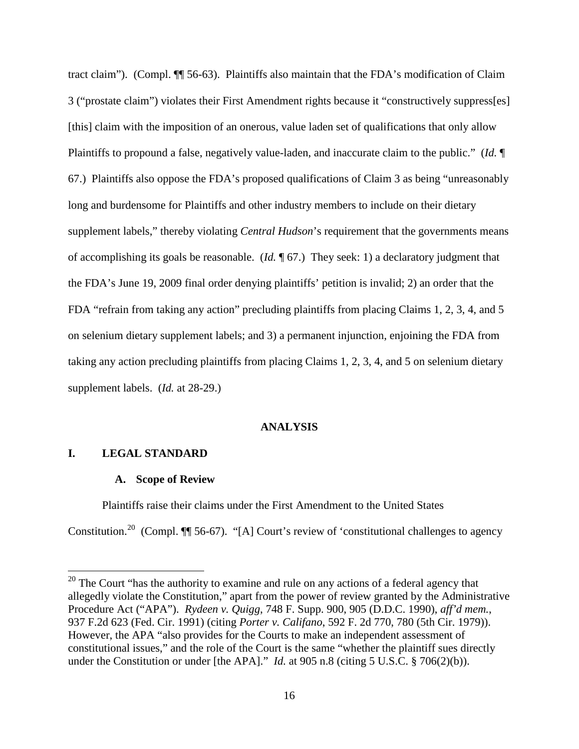tract claim"). (Compl. ¶¶ 56-63). Plaintiffs also maintain that the FDA's modification of Claim 3 ("prostate claim") violates their First Amendment rights because it "constructively suppress[es] [this] claim with the imposition of an onerous, value laden set of qualifications that only allow Plaintiffs to propound a false, negatively value-laden, and inaccurate claim to the public." (*Id.* ¶ 67.) Plaintiffs also oppose the FDA's proposed qualifications of Claim 3 as being "unreasonably long and burdensome for Plaintiffs and other industry members to include on their dietary supplement labels," thereby violating *Central Hudson*'s requirement that the governments means of accomplishing its goals be reasonable. (*Id.* ¶ 67.) They seek: 1) a declaratory judgment that the FDA's June 19, 2009 final order denying plaintiffs' petition is invalid; 2) an order that the FDA "refrain from taking any action" precluding plaintiffs from placing Claims 1, 2, 3, 4, and 5 on selenium dietary supplement labels; and 3) a permanent injunction, enjoining the FDA from taking any action precluding plaintiffs from placing Claims 1, 2, 3, 4, and 5 on selenium dietary supplement labels. (*Id.* at 28-29.)

## ANALYSIS

### I. LEGAL STANDARD

#### A. Scope of Review

Plaintiffs raise their claims under the First Amendment to the United States Constitution.[20] (Compl. ¶¶ 56-67). "[A] Court's review of 'constitutional challenges to agency

[20] The Court "has the authority to examine and rule on any actions of a federal agency that allegedly violate the Constitution," apart from the power of review granted by the Administrative Procedure Act ("APA"). *Rydeen v. Quigg*, 748 F. Supp. 900, 905 (D.D.C. 1990), *aff'd mem.*, 937 F.2d 623 (Fed. Cir. 1991) (citing *Porter v. Califano*, 592 F. 2d 770, 780 (5th Cir. 1979)). However, the APA "also provides for the Courts to make an independent assessment of constitutional issues," and the role of the Court is the same "whether the plaintiff sues directly under the Constitution or under [the APA]." *Id.* at 905 n.8 (citing 5 U.S.C. § 706(2)(b)).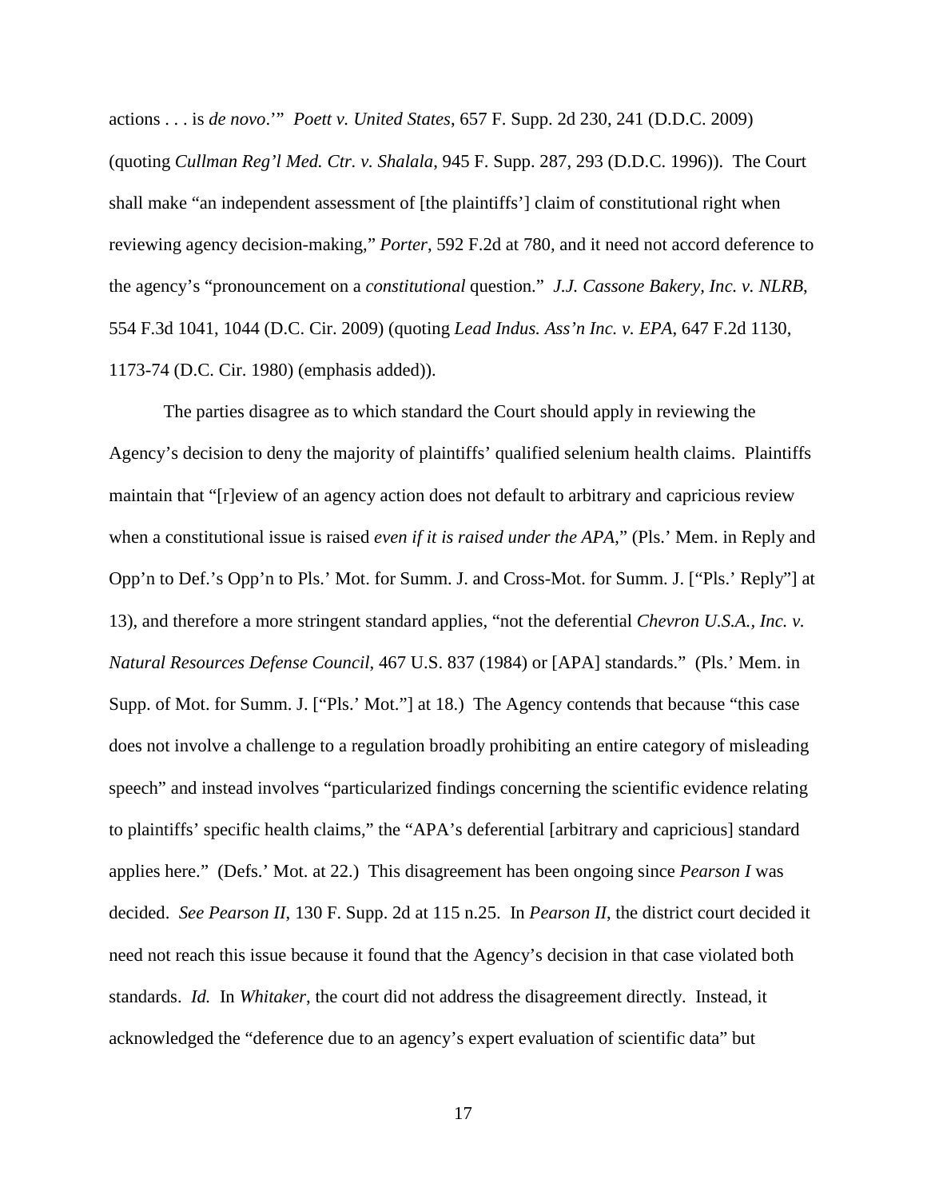actions . . . is *de novo*.'" *Poett v. United States*, 657 F. Supp. 2d 230, 241 (D.D.C. 2009) (quoting *Cullman Reg'l Med. Ctr. v. Shalala*, 945 F. Supp. 287, 293 (D.D.C. 1996)). The Court shall make "an independent assessment of [the plaintiffs'] claim of constitutional right when reviewing agency decision-making," *Porter*, 592 F.2d at 780, and it need not accord deference to the agency's "pronouncement on a *constitutional* question." *J.J. Cassone Bakery, Inc. v. NLRB*, 554 F.3d 1041, 1044 (D.C. Cir. 2009) (quoting *Lead Indus. Ass'n Inc. v. EPA*, 647 F.2d 1130, 1173-74 (D.C. Cir. 1980) (emphasis added)).

The parties disagree as to which standard the Court should apply in reviewing the Agency's decision to deny the majority of plaintiffs' qualified selenium health claims. Plaintiffs maintain that "[r]eview of an agency action does not default to arbitrary and capricious review when a constitutional issue is raised *even if it is raised under the APA*," (Pls.' Mem. in Reply and Opp'n to Def.'s Opp'n to Pls.' Mot. for Summ. J. and Cross-Mot. for Summ. J. ["Pls.' Reply"] at 13), and therefore a more stringent standard applies, "not the deferential *Chevron U.S.A., Inc. v. Natural Resources Defense Council*, 467 U.S. 837 (1984) or [APA] standards." (Pls.' Mem. in Supp. of Mot. for Summ. J. ["Pls.' Mot."] at 18.) The Agency contends that because "this case does not involve a challenge to a regulation broadly prohibiting an entire category of misleading speech" and instead involves "particularized findings concerning the scientific evidence relating to plaintiffs' specific health claims," the "APA's deferential [arbitrary and capricious] standard applies here." (Defs.' Mot. at 22.) This disagreement has been ongoing since *Pearson I* was decided. *See Pearson II*, 130 F. Supp. 2d at 115 n.25. In *Pearson II*, the district court decided it need not reach this issue because it found that the Agency's decision in that case violated both standards. *Id.* In *Whitaker*, the court did not address the disagreement directly. Instead, it acknowledged the "deference due to an agency's expert evaluation of scientific data" but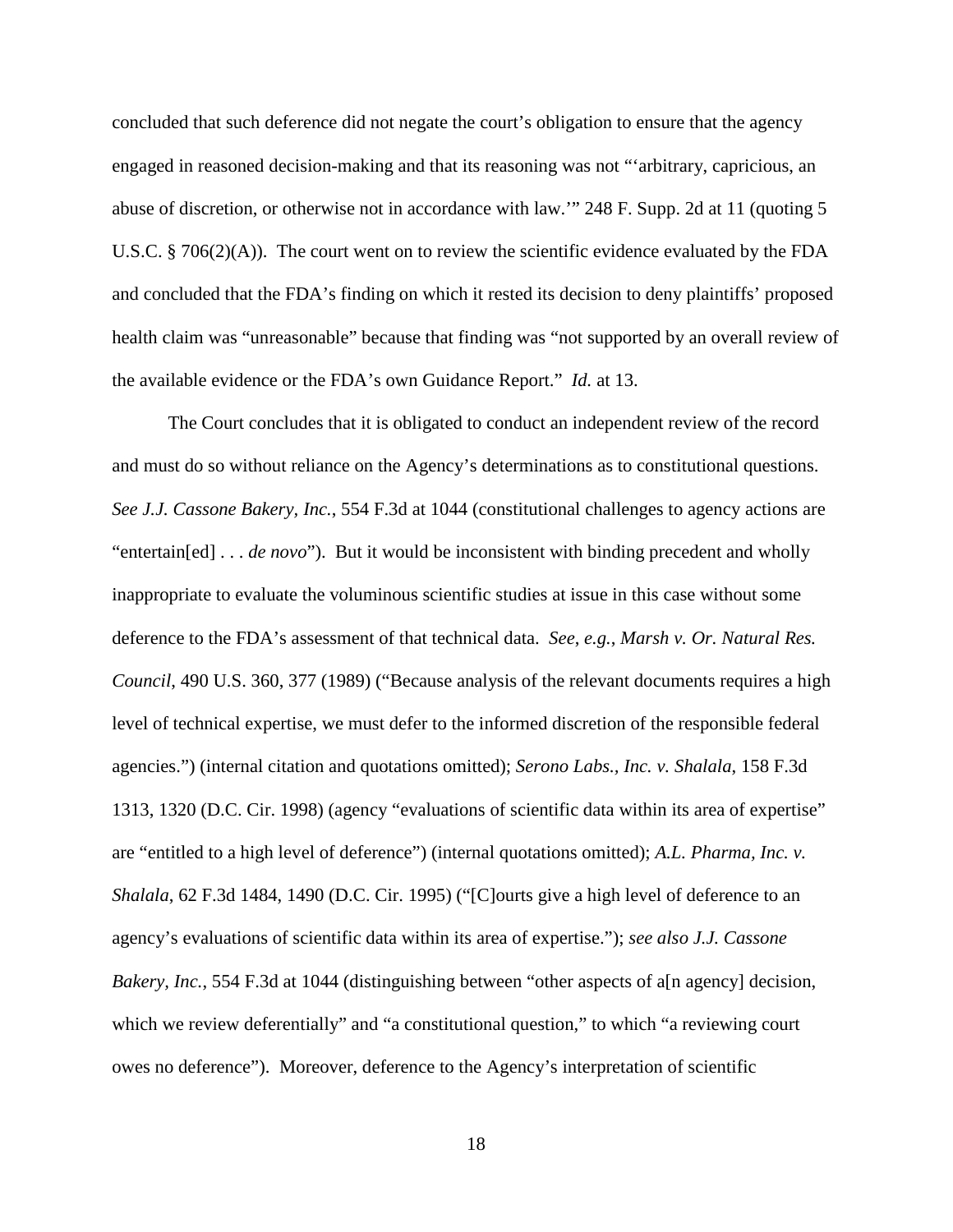concluded that such deference did not negate the court's obligation to ensure that the agency engaged in reasoned decision-making and that its reasoning was not "'arbitrary, capricious, an abuse of discretion, or otherwise not in accordance with law.'" 248 F. Supp. 2d at 11 (quoting 5 U.S.C. § 706(2)(A)). The court went on to review the scientific evidence evaluated by the FDA and concluded that the FDA's finding on which it rested its decision to deny plaintiffs' proposed health claim was "unreasonable" because that finding was "not supported by an overall review of the available evidence or the FDA's own Guidance Report." *Id.* at 13.

The Court concludes that it is obligated to conduct an independent review of the record and must do so without reliance on the Agency's determinations as to constitutional questions. *See J.J. Cassone Bakery, Inc.*, 554 F.3d at 1044 (constitutional challenges to agency actions are "entertain[ed] . . . *de novo*"). But it would be inconsistent with binding precedent and wholly inappropriate to evaluate the voluminous scientific studies at issue in this case without some deference to the FDA's assessment of that technical data. *See, e.g.*, *Marsh v. Or. Natural Res. Council*, 490 U.S. 360, 377 (1989) ("Because analysis of the relevant documents requires a high level of technical expertise, we must defer to the informed discretion of the responsible federal agencies.") (internal citation and quotations omitted); *Serono Labs., Inc. v. Shalala*, 158 F.3d 1313, 1320 (D.C. Cir. 1998) (agency "evaluations of scientific data within its area of expertise" are "entitled to a high level of deference") (internal quotations omitted); *A.L. Pharma, Inc. v. Shalala*, 62 F.3d 1484, 1490 (D.C. Cir. 1995) ("[C]ourts give a high level of deference to an agency's evaluations of scientific data within its area of expertise."); *see also J.J. Cassone Bakery, Inc.*, 554 F.3d at 1044 (distinguishing between "other aspects of a[n agency] decision, which we review deferentially" and "a constitutional question," to which "a reviewing court owes no deference"). Moreover, deference to the Agency's interpretation of scientific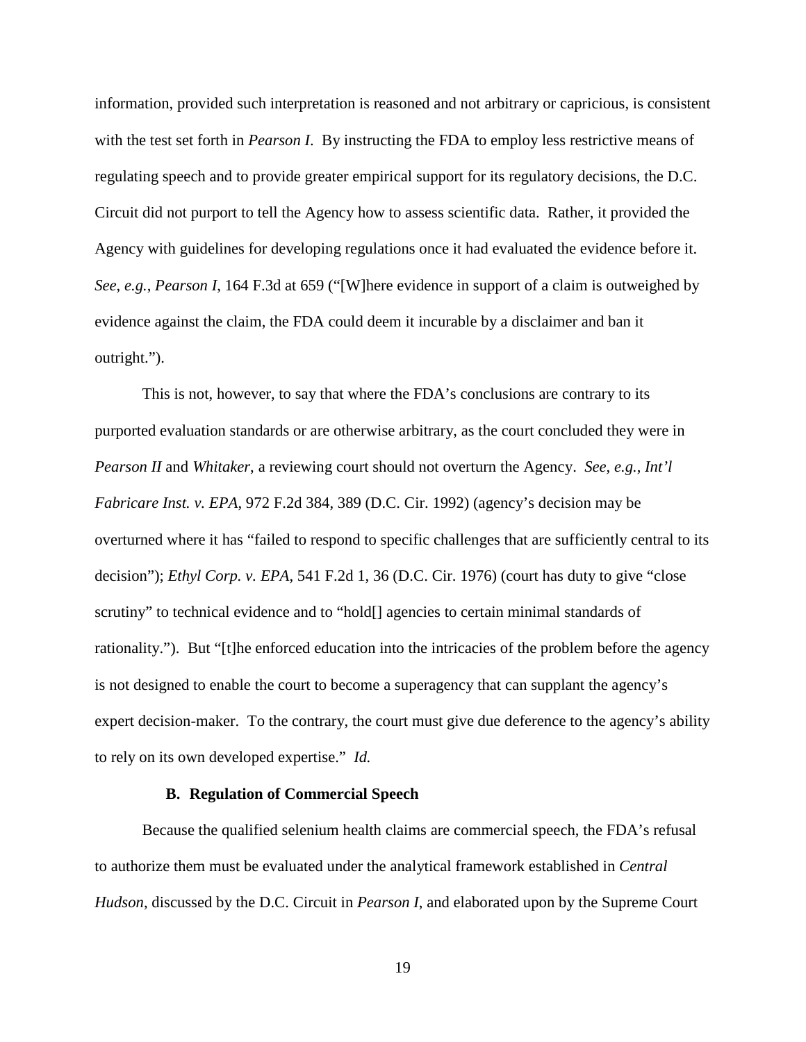information, provided such interpretation is reasoned and not arbitrary or capricious, is consistent with the test set forth in *Pearson I*. By instructing the FDA to employ less restrictive means of regulating speech and to provide greater empirical support for its regulatory decisions, the D.C. Circuit did not purport to tell the Agency how to assess scientific data. Rather, it provided the Agency with guidelines for developing regulations once it had evaluated the evidence before it. *See*, *e.g.*, *Pearson I*, 164 F.3d at 659 ("[W]here evidence in support of a claim is outweighed by evidence against the claim, the FDA could deem it incurable by a disclaimer and ban it outright.").

This is not, however, to say that where the FDA's conclusions are contrary to its purported evaluation standards or are otherwise arbitrary, as the court concluded they were in *Pearson II* and *Whitaker*, a reviewing court should not overturn the Agency. *See*, *e.g.*, *Int'l Fabricare Inst. v. EPA*, 972 F.2d 384, 389 (D.C. Cir. 1992) (agency's decision may be overturned where it has "failed to respond to specific challenges that are sufficiently central to its decision"); *Ethyl Corp. v. EPA*, 541 F.2d 1, 36 (D.C. Cir. 1976) (court has duty to give "close scrutiny" to technical evidence and to "hold[] agencies to certain minimal standards of rationality."). But "[t]he enforced education into the intricacies of the problem before the agency is not designed to enable the court to become a superagency that can supplant the agency's expert decision-maker. To the contrary, the court must give due deference to the agency's ability to rely on its own developed expertise." *Id.*

### B. Regulation of Commercial Speech

Because the qualified selenium health claims are commercial speech, the FDA's refusal to authorize them must be evaluated under the analytical framework established in *Central Hudson*, discussed by the D.C. Circuit in *Pearson I*, and elaborated upon by the Supreme Court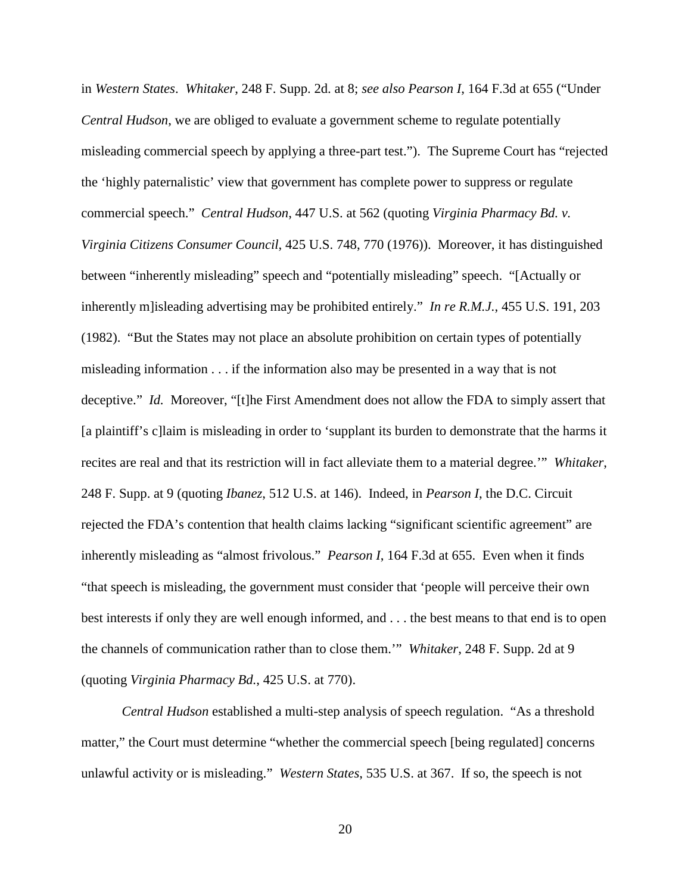in *Western States*. *Whitaker*, 248 F. Supp. 2d. at 8; *see also Pearson I*, 164 F.3d at 655 ("Under *Central Hudson*, we are obliged to evaluate a government scheme to regulate potentially misleading commercial speech by applying a three-part test."). The Supreme Court has "rejected the 'highly paternalistic' view that government has complete power to suppress or regulate commercial speech." *Central Hudson*, 447 U.S. at 562 (quoting *Virginia Pharmacy Bd. v. Virginia Citizens Consumer Council*, 425 U.S. 748, 770 (1976)). Moreover, it has distinguished between "inherently misleading" speech and "potentially misleading" speech. "[Actually or inherently m]isleading advertising may be prohibited entirely." *In re R.M.J.*, 455 U.S. 191, 203 (1982). "But the States may not place an absolute prohibition on certain types of potentially misleading information . . . if the information also may be presented in a way that is not deceptive." *Id.* Moreover, "[t]he First Amendment does not allow the FDA to simply assert that [a plaintiff's c]laim is misleading in order to 'supplant its burden to demonstrate that the harms it recites are real and that its restriction will in fact alleviate them to a material degree.'" *Whitaker*, 248 F. Supp. at 9 (quoting *Ibanez*, 512 U.S. at 146). Indeed, in *Pearson I*, the D.C. Circuit rejected the FDA's contention that health claims lacking "significant scientific agreement" are inherently misleading as "almost frivolous." *Pearson I*, 164 F.3d at 655. Even when it finds "that speech is misleading, the government must consider that 'people will perceive their own best interests if only they are well enough informed, and . . . the best means to that end is to open the channels of communication rather than to close them.'" *Whitaker*, 248 F. Supp. 2d at 9 (quoting *Virginia Pharmacy Bd.*, 425 U.S. at 770).

*Central Hudson* established a multi-step analysis of speech regulation. "As a threshold matter," the Court must determine "whether the commercial speech [being regulated] concerns unlawful activity or is misleading." *Western States*, 535 U.S. at 367. If so, the speech is not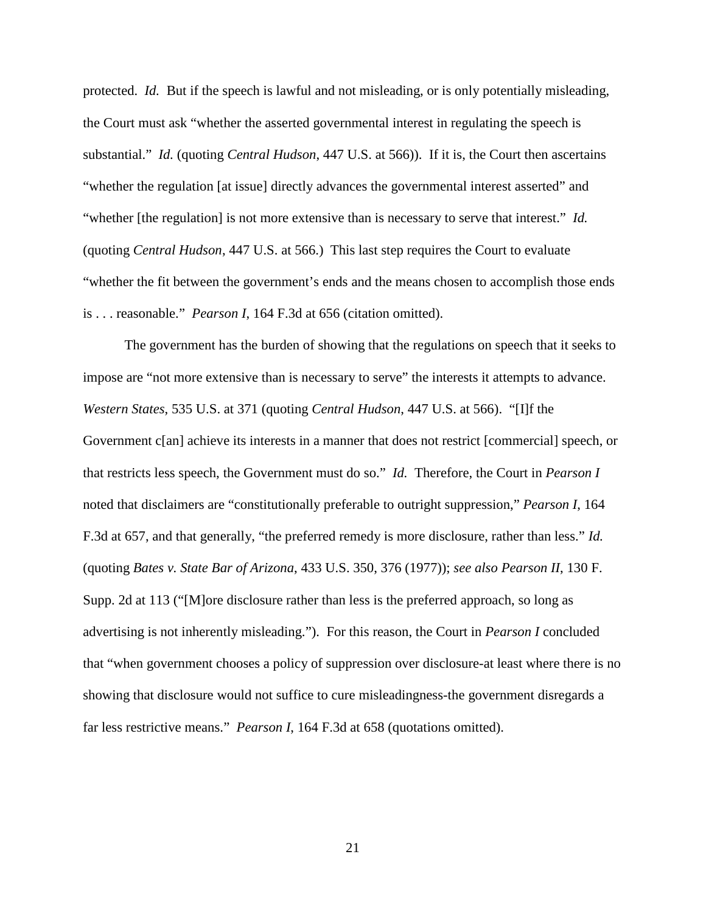protected. *Id.* But if the speech is lawful and not misleading, or is only potentially misleading, the Court must ask "whether the asserted governmental interest in regulating the speech is substantial." *Id.* (quoting *Central Hudson*, 447 U.S. at 566)). If it is, the Court then ascertains "whether the regulation [at issue] directly advances the governmental interest asserted" and "whether [the regulation] is not more extensive than is necessary to serve that interest." *Id.* (quoting *Central Hudson*, 447 U.S. at 566.) This last step requires the Court to evaluate "whether the fit between the government's ends and the means chosen to accomplish those ends is . . . reasonable." *Pearson I*, 164 F.3d at 656 (citation omitted).

The government has the burden of showing that the regulations on speech that it seeks to impose are "not more extensive than is necessary to serve" the interests it attempts to advance. *Western States*, 535 U.S. at 371 (quoting *Central Hudson*, 447 U.S. at 566). "[I]f the Government c[an] achieve its interests in a manner that does not restrict [commercial] speech, or that restricts less speech, the Government must do so." *Id.* Therefore, the Court in *Pearson I* noted that disclaimers are "constitutionally preferable to outright suppression," *Pearson I*, 164 F.3d at 657, and that generally, "the preferred remedy is more disclosure, rather than less." *Id.* (quoting *Bates v. State Bar of Arizona*, 433 U.S. 350, 376 (1977)); *see also Pearson II*, 130 F. Supp. 2d at 113 ("[M]ore disclosure rather than less is the preferred approach, so long as advertising is not inherently misleading."). For this reason, the Court in *Pearson I* concluded that "when government chooses a policy of suppression over disclosure-at least where there is no showing that disclosure would not suffice to cure misleadingness-the government disregards a far less restrictive means." *Pearson I*, 164 F.3d at 658 (quotations omitted).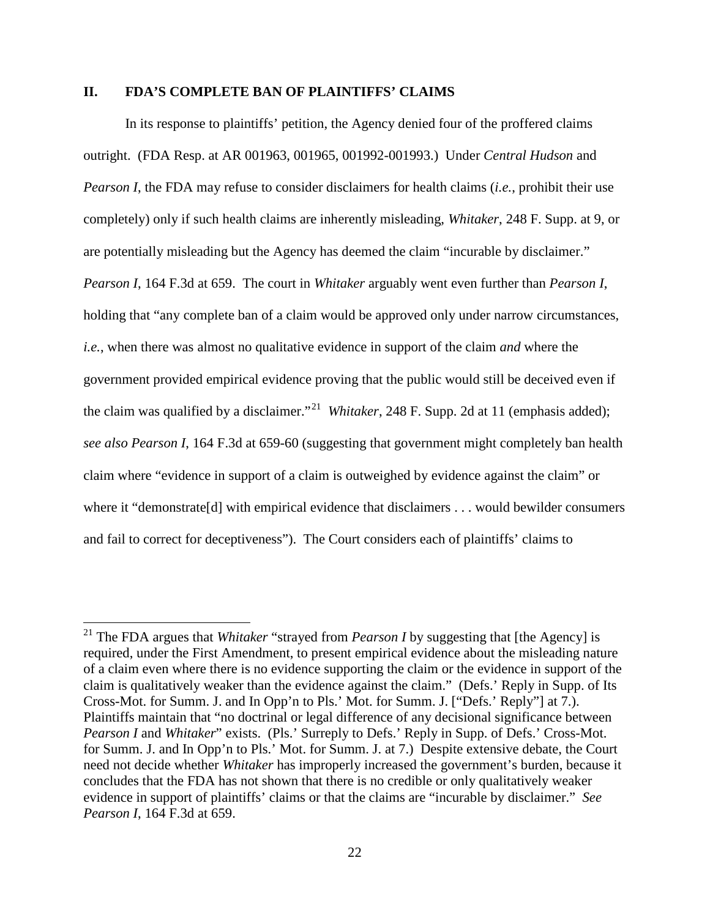## II. FDA'S COMPLETE BAN OF PLAINTIFFS' CLAIMS

In its response to plaintiffs' petition, the Agency denied four of the proffered claims outright. (FDA Resp. at AR 001963, 001965, 001992-001993.) Under *Central Hudson* and *Pearson I*, the FDA may refuse to consider disclaimers for health claims (*i.e.*, prohibit their use completely) only if such health claims are inherently misleading, *Whitaker*, 248 F. Supp. at 9, or are potentially misleading but the Agency has deemed the claim "incurable by disclaimer." *Pearson I*, 164 F.3d at 659. The court in *Whitaker* arguably went even further than *Pearson I*, holding that "any complete ban of a claim would be approved only under narrow circumstances, *i.e.*, when there was almost no qualitative evidence in support of the claim *and* where the government provided empirical evidence proving that the public would still be deceived even if the claim was qualified by a disclaimer."[21] *Whitaker*, 248 F. Supp. 2d at 11 (emphasis added); *see also Pearson I*, 164 F.3d at 659-60 (suggesting that government might completely ban health claim where "evidence in support of a claim is outweighed by evidence against the claim" or where it "demonstrate[d] with empirical evidence that disclaimers . . . would bewilder consumers and fail to correct for deceptiveness"). The Court considers each of plaintiffs' claims to

---

[21] The FDA argues that *Whitaker* "strayed from *Pearson I* by suggesting that [the Agency] is required, under the First Amendment, to present empirical evidence about the misleading nature of a claim even where there is no evidence supporting the claim or the evidence in support of the claim is qualitatively weaker than the evidence against the claim." (Defs.' Reply in Supp. of Its Cross-Mot. for Summ. J. and In Opp'n to Pls.' Mot. for Summ. J. ["Defs.' Reply"] at 7.). Plaintiffs maintain that "no doctrinal or legal difference of any decisional significance between *Pearson I* and *Whitaker*" exists. (Pls.' Surreply to Defs.' Reply in Supp. of Defs.' Cross-Mot. for Summ. J. and In Opp'n to Pls.' Mot. for Summ. J. at 7.) Despite extensive debate, the Court need not decide whether *Whitaker* has improperly increased the government's burden, because it concludes that the FDA has not shown that there is no credible or only qualitatively weaker evidence in support of plaintiffs' claims or that the claims are "incurable by disclaimer." *See Pearson I*, 164 F.3d at 659.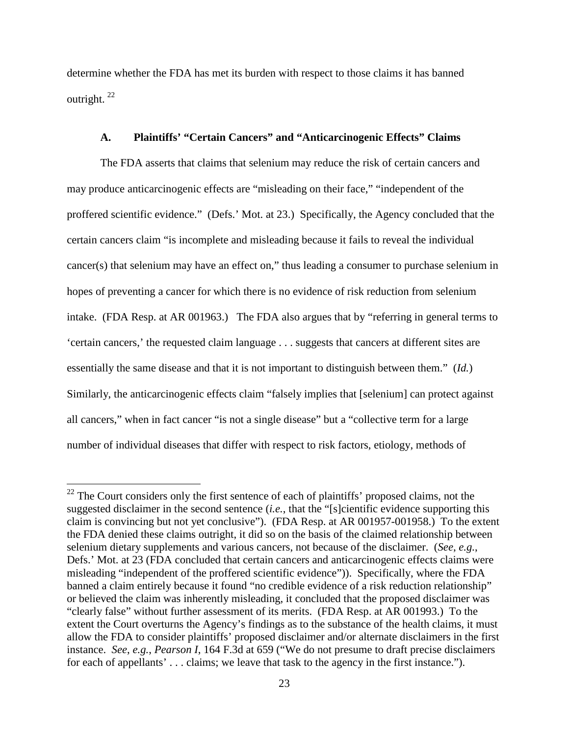determine whether the FDA has met its burden with respect to those claims it has banned outright.[22]

### A. Plaintiffs' "Certain Cancers" and "Anticarcinogenic Effects" Claims

The FDA asserts that claims that selenium may reduce the risk of certain cancers and may produce anticarcinogenic effects are "misleading on their face," "independent of the proffered scientific evidence." (Defs.' Mot. at 23.) Specifically, the Agency concluded that the certain cancers claim "is incomplete and misleading because it fails to reveal the individual cancer(s) that selenium may have an effect on," thus leading a consumer to purchase selenium in hopes of preventing a cancer for which there is no evidence of risk reduction from selenium intake. (FDA Resp. at AR 001963.) The FDA also argues that by "referring in general terms to 'certain cancers,' the requested claim language . . . suggests that cancers at different sites are essentially the same disease and that it is not important to distinguish between them." (*Id.*) Similarly, the anticarcinogenic effects claim "falsely implies that [selenium] can protect against all cancers," when in fact cancer "is not a single disease" but a "collective term for a large number of individual diseases that differ with respect to risk factors, etiology, methods of

---

[22] The Court considers only the first sentence of each of plaintiffs' proposed claims, not the suggested disclaimer in the second sentence (*i.e.*, that the "[s]cientific evidence supporting this claim is convincing but not yet conclusive"). (FDA Resp. at AR 001957-001958.) To the extent the FDA denied these claims outright, it did so on the basis of the claimed relationship between selenium dietary supplements and various cancers, not because of the disclaimer. (*See*, *e.g.*, Defs.' Mot. at 23 (FDA concluded that certain cancers and anticarcinogenic effects claims were misleading "independent of the proffered scientific evidence")). Specifically, where the FDA banned a claim entirely because it found "no credible evidence of a risk reduction relationship" or believed the claim was inherently misleading, it concluded that the proposed disclaimer was "clearly false" without further assessment of its merits. (FDA Resp. at AR 001993.) To the extent the Court overturns the Agency's findings as to the substance of the health claims, it must allow the FDA to consider plaintiffs' proposed disclaimer and/or alternate disclaimers in the first instance. *See*, *e.g.*, *Pearson I*, 164 F.3d at 659 ("We do not presume to draft precise disclaimers for each of appellants' . . . claims; we leave that task to the agency in the first instance.").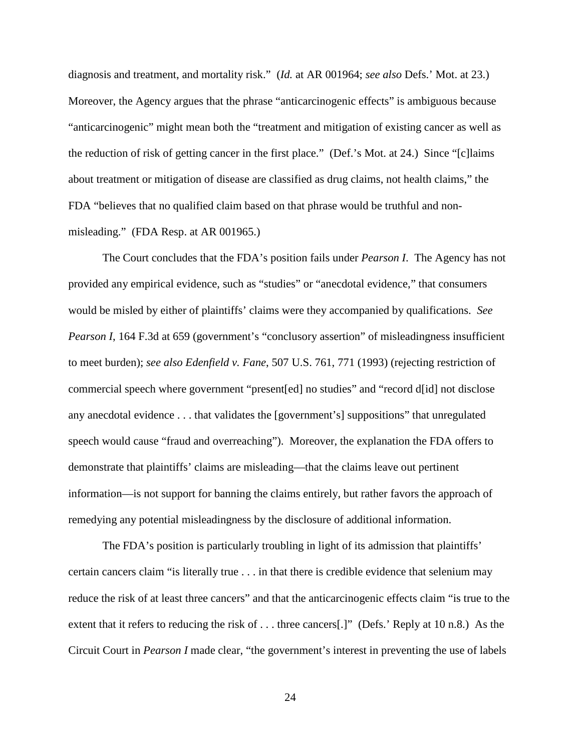diagnosis and treatment, and mortality risk." (*Id.* at AR 001964; *see also* Defs.' Mot. at 23.) Moreover, the Agency argues that the phrase "anticarcinogenic effects" is ambiguous because "anticarcinogenic" might mean both the "treatment and mitigation of existing cancer as well as the reduction of risk of getting cancer in the first place." (Def.'s Mot. at 24.) Since "[c]laims about treatment or mitigation of disease are classified as drug claims, not health claims," the FDA "believes that no qualified claim based on that phrase would be truthful and non-misleading." (FDA Resp. at AR 001965.)

The Court concludes that the FDA's position fails under *Pearson I*. The Agency has not provided any empirical evidence, such as "studies" or "anecdotal evidence," that consumers would be misled by either of plaintiffs' claims were they accompanied by qualifications. *See Pearson I*, 164 F.3d at 659 (government's "conclusory assertion" of misleadingness insufficient to meet burden); *see also Edenfield v. Fane*, 507 U.S. 761, 771 (1993) (rejecting restriction of commercial speech where government "present[ed] no studies" and "record d[id] not disclose any anecdotal evidence . . . that validates the [government's] suppositions" that unregulated speech would cause "fraud and overreaching"). Moreover, the explanation the FDA offers to demonstrate that plaintiffs' claims are misleading—that the claims leave out pertinent information—is not support for banning the claims entirely, but rather favors the approach of remedying any potential misleadingness by the disclosure of additional information.

The FDA's position is particularly troubling in light of its admission that plaintiffs' certain cancers claim "is literally true . . . in that there is credible evidence that selenium may reduce the risk of at least three cancers" and that the anticarcinogenic effects claim "is true to the extent that it refers to reducing the risk of . . . three cancers[.]" (Defs.' Reply at 10 n.8.) As the Circuit Court in *Pearson I* made clear, "the government's interest in preventing the use of labels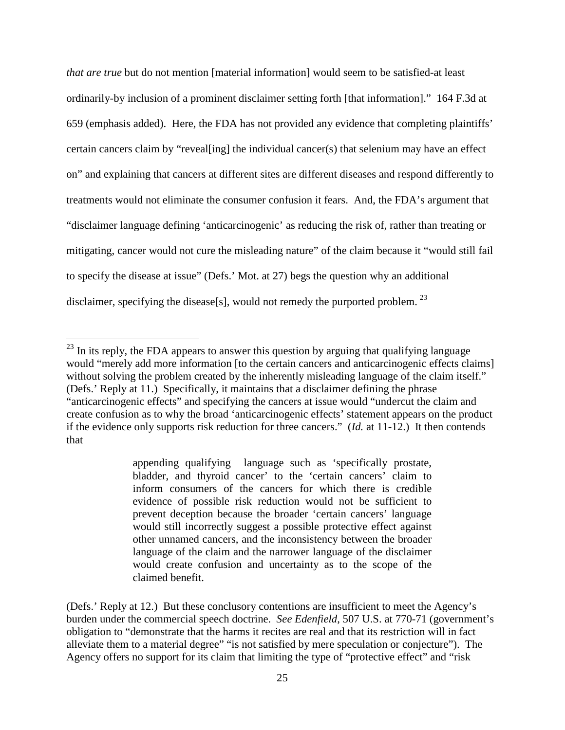*that are true* but do not mention [material information] would seem to be satisfied-at least ordinarily-by inclusion of a prominent disclaimer setting forth [that information]." 164 F.3d at 659 (emphasis added). Here, the FDA has not provided any evidence that completing plaintiffs' certain cancers claim by "reveal[ing] the individual cancer(s) that selenium may have an effect on" and explaining that cancers at different sites are different diseases and respond differently to treatments would not eliminate the consumer confusion it fears. And, the FDA's argument that "disclaimer language defining 'anticarcinogenic' as reducing the risk of, rather than treating or mitigating, cancer would not cure the misleading nature" of the claim because it "would still fail to specify the disease at issue" (Defs.' Mot. at 27) begs the question why an additional disclaimer, specifying the disease[s], would not remedy the purported problem.[23]

---

[23] In its reply, the FDA appears to answer this question by arguing that qualifying language would "merely add more information [to the certain cancers and anticarcinogenic effects claims] without solving the problem created by the inherently misleading language of the claim itself." (Defs.' Reply at 11.) Specifically, it maintains that a disclaimer defining the phrase "anticarcinogenic effects" and specifying the cancers at issue would "undercut the claim and create confusion as to why the broad 'anticarcinogenic effects' statement appears on the product if the evidence only supports risk reduction for three cancers." (*Id.* at 11-12.) It then contends that

> appending qualifying language such as 'specifically prostate, bladder, and thyroid cancer' to the 'certain cancers' claim to inform consumers of the cancers for which there is credible evidence of possible risk reduction would not be sufficient to prevent deception because the broader 'certain cancers' language would still incorrectly suggest a possible protective effect against other unnamed cancers, and the inconsistency between the broader language of the claim and the narrower language of the disclaimer would create confusion and uncertainty as to the scope of the claimed benefit.

(Defs.' Reply at 12.) But these conclusory contentions are insufficient to meet the Agency's burden under the commercial speech doctrine. *See Edenfield*, 507 U.S. at 770-71 (government's obligation to "demonstrate that the harms it recites are real and that its restriction will in fact alleviate them to a material degree" "is not satisfied by mere speculation or conjecture"). The Agency offers no support for its claim that limiting the type of "protective effect" and "risk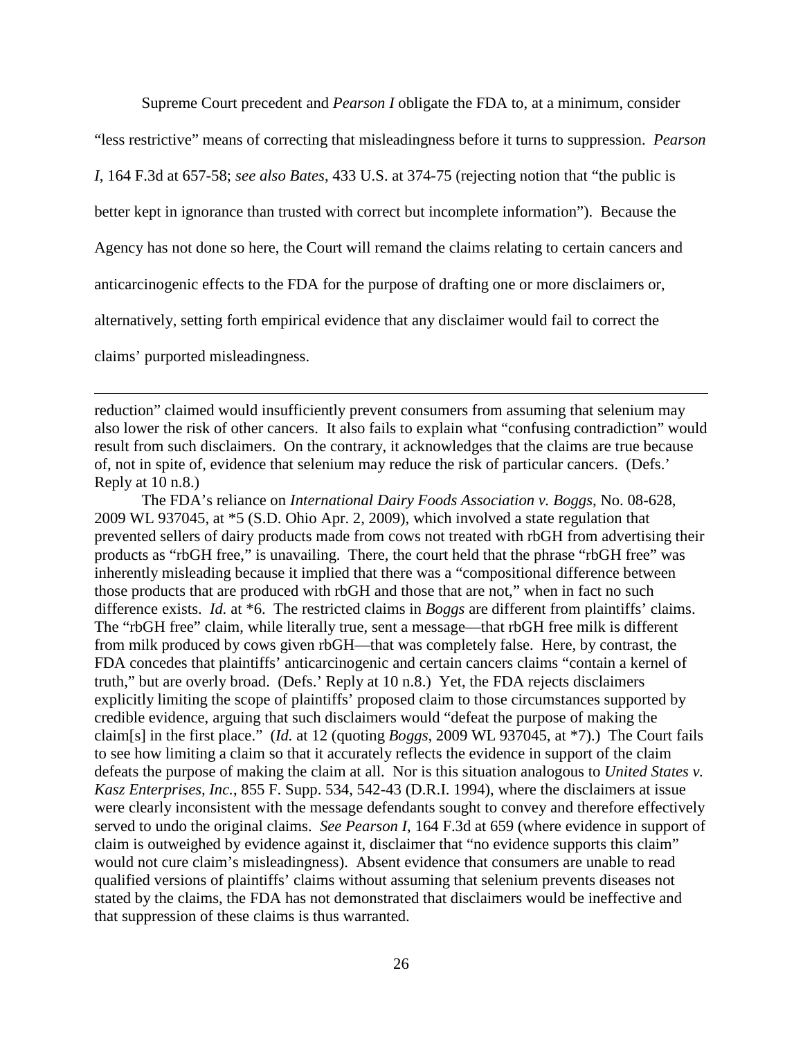Supreme Court precedent and *Pearson I* obligate the FDA to, at a minimum, consider "less restrictive" means of correcting that misleadingness before it turns to suppression. *Pearson I*, 164 F.3d at 657-58; *see also Bates*, 433 U.S. at 374-75 (rejecting notion that "the public is better kept in ignorance than trusted with correct but incomplete information"). Because the Agency has not done so here, the Court will remand the claims relating to certain cancers and anticarcinogenic effects to the FDA for the purpose of drafting one or more disclaimers or, alternatively, setting forth empirical evidence that any disclaimer would fail to correct the claims' purported misleadingness.

---

reduction" claimed would insufficiently prevent consumers from assuming that selenium may also lower the risk of other cancers. It also fails to explain what "confusing contradiction" would result from such disclaimers. On the contrary, it acknowledges that the claims are true because of, not in spite of, evidence that selenium may reduce the risk of particular cancers. (Defs.' Reply at 10 n.8.)

The FDA's reliance on *International Dairy Foods Association v. Boggs*, No. 08-628, 2009 WL 937045, at \*5 (S.D. Ohio Apr. 2, 2009), which involved a state regulation that prevented sellers of dairy products made from cows not treated with rbGH from advertising their products as "rbGH free," is unavailing. There, the court held that the phrase "rbGH free" was inherently misleading because it implied that there was a "compositional difference between those products that are produced with rbGH and those that are not," when in fact no such difference exists. *Id.* at \*6. The restricted claims in *Boggs* are different from plaintiffs' claims. The "rbGH free" claim, while literally true, sent a message—that rbGH free milk is different from milk produced by cows given rbGH—that was completely false. Here, by contrast, the FDA concedes that plaintiffs' anticarcinogenic and certain cancers claims "contain a kernel of truth," but are overly broad. (Defs.' Reply at 10 n.8.) Yet, the FDA rejects disclaimers explicitly limiting the scope of plaintiffs' proposed claim to those circumstances supported by credible evidence, arguing that such disclaimers would "defeat the purpose of making the claim[s] in the first place." (*Id.* at 12 (quoting *Boggs*, 2009 WL 937045, at \*7).) The Court fails to see how limiting a claim so that it accurately reflects the evidence in support of the claim defeats the purpose of making the claim at all. Nor is this situation analogous to *United States v. Kasz Enterprises, Inc.*, 855 F. Supp. 534, 542-43 (D.R.I. 1994), where the disclaimers at issue were clearly inconsistent with the message defendants sought to convey and therefore effectively served to undo the original claims. *See Pearson I*, 164 F.3d at 659 (where evidence in support of claim is outweighed by evidence against it, disclaimer that "no evidence supports this claim" would not cure claim's misleadingness). Absent evidence that consumers are unable to read qualified versions of plaintiffs' claims without assuming that selenium prevents diseases not stated by the claims, the FDA has not demonstrated that disclaimers would be ineffective and that suppression of these claims is thus warranted.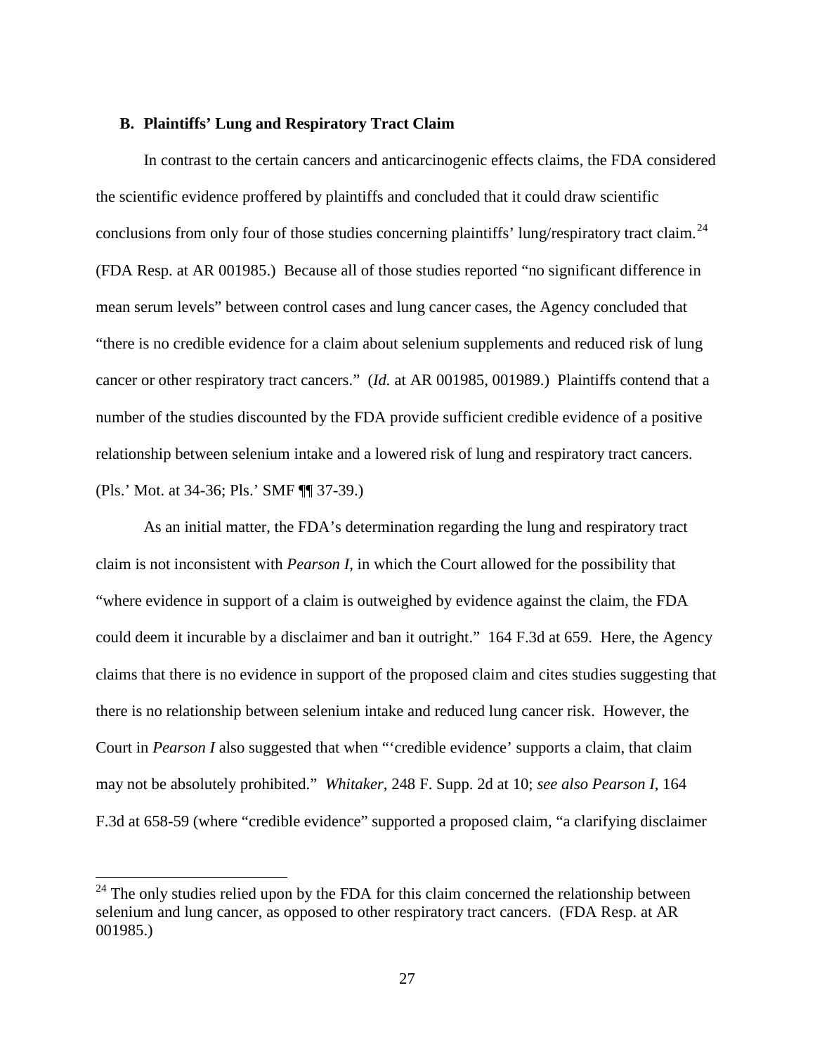### B. Plaintiffs' Lung and Respiratory Tract Claim

In contrast to the certain cancers and anticarcinogenic effects claims, the FDA considered the scientific evidence proffered by plaintiffs and concluded that it could draw scientific conclusions from only four of those studies concerning plaintiffs' lung/respiratory tract claim.[24] (FDA Resp. at AR 001985.) Because all of those studies reported "no significant difference in mean serum levels" between control cases and lung cancer cases, the Agency concluded that "there is no credible evidence for a claim about selenium supplements and reduced risk of lung cancer or other respiratory tract cancers." (*Id.* at AR 001985, 001989.) Plaintiffs contend that a number of the studies discounted by the FDA provide sufficient credible evidence of a positive relationship between selenium intake and a lowered risk of lung and respiratory tract cancers. (Pls.' Mot. at 34-36; Pls.' SMF ¶¶ 37-39.)

As an initial matter, the FDA's determination regarding the lung and respiratory tract claim is not inconsistent with *Pearson I*, in which the Court allowed for the possibility that "where evidence in support of a claim is outweighed by evidence against the claim, the FDA could deem it incurable by a disclaimer and ban it outright." 164 F.3d at 659. Here, the Agency claims that there is no evidence in support of the proposed claim and cites studies suggesting that there is no relationship between selenium intake and reduced lung cancer risk. However, the Court in *Pearson I* also suggested that when "'credible evidence' supports a claim, that claim may not be absolutely prohibited." *Whitaker*, 248 F. Supp. 2d at 10; *see also Pearson I*, 164 F.3d at 658-59 (where "credible evidence" supported a proposed claim, "a clarifying disclaimer

---

[24] The only studies relied upon by the FDA for this claim concerned the relationship between selenium and lung cancer, as opposed to other respiratory tract cancers. (FDA Resp. at AR 001985.)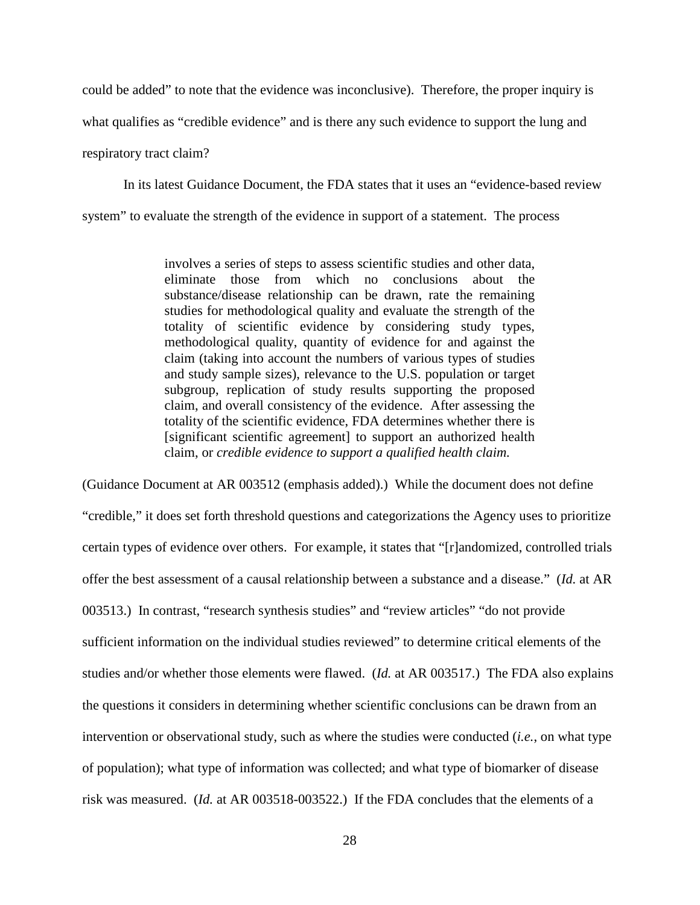could be added" to note that the evidence was inconclusive). Therefore, the proper inquiry is what qualifies as "credible evidence" and is there any such evidence to support the lung and respiratory tract claim?

In its latest Guidance Document, the FDA states that it uses an "evidence-based review system" to evaluate the strength of the evidence in support of a statement. The process

> involves a series of steps to assess scientific studies and other data, eliminate those from which no conclusions about the substance/disease relationship can be drawn, rate the remaining studies for methodological quality and evaluate the strength of the totality of scientific evidence by considering study types, methodological quality, quantity of evidence for and against the claim (taking into account the numbers of various types of studies and study sample sizes), relevance to the U.S. population or target subgroup, replication of study results supporting the proposed claim, and overall consistency of the evidence. After assessing the totality of the scientific evidence, FDA determines whether there is [significant scientific agreement] to support an authorized health claim, or *credible evidence to support a qualified health claim.*

(Guidance Document at AR 003512 (emphasis added).) While the document does not define "credible," it does set forth threshold questions and categorizations the Agency uses to prioritize certain types of evidence over others. For example, it states that "[r]andomized, controlled trials offer the best assessment of a causal relationship between a substance and a disease." (*Id.* at AR 003513.) In contrast, "research synthesis studies" and "review articles" "do not provide sufficient information on the individual studies reviewed" to determine critical elements of the studies and/or whether those elements were flawed. (*Id.* at AR 003517.) The FDA also explains the questions it considers in determining whether scientific conclusions can be drawn from an intervention or observational study, such as where the studies were conducted (*i.e.*, on what type of population); what type of information was collected; and what type of biomarker of disease risk was measured. (*Id.* at AR 003518-003522.) If the FDA concludes that the elements of a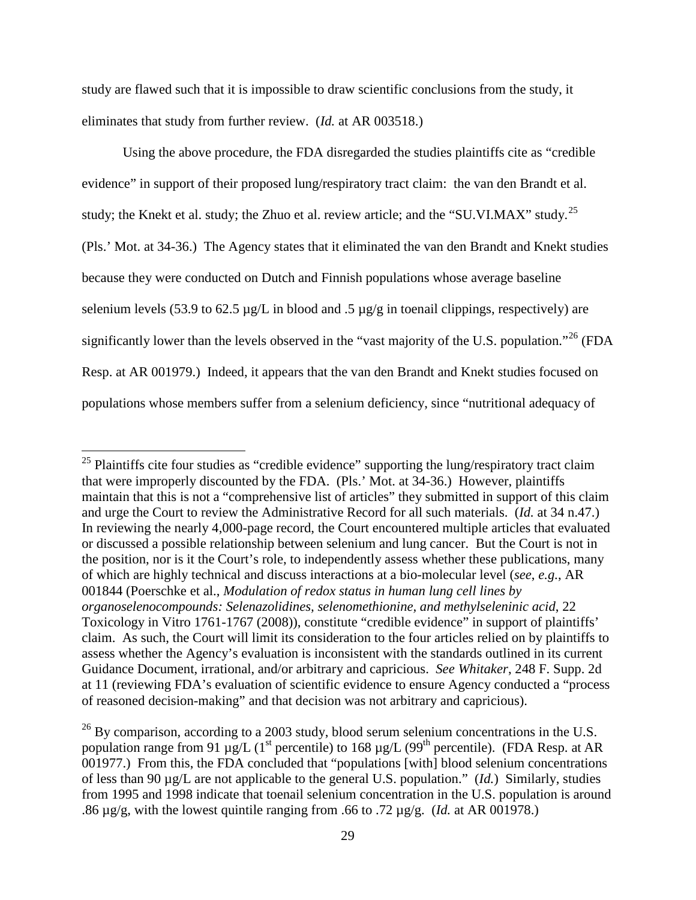study are flawed such that it is impossible to draw scientific conclusions from the study, it eliminates that study from further review. (*Id.* at AR 003518.)

Using the above procedure, the FDA disregarded the studies plaintiffs cite as "credible evidence" in support of their proposed lung/respiratory tract claim: the van den Brandt et al. study; the Knekt et al. study; the Zhuo et al. review article; and the "SU.VI.MAX" study.[25] (Pls.' Mot. at 34-36.) The Agency states that it eliminated the van den Brandt and Knekt studies because they were conducted on Dutch and Finnish populations whose average baseline selenium levels (53.9 to 62.5 µg/L in blood and .5 µg/g in toenail clippings, respectively) are significantly lower than the levels observed in the "vast majority of the U.S. population."[26] (FDA Resp. at AR 001979.) Indeed, it appears that the van den Brandt and Knekt studies focused on populations whose members suffer from a selenium deficiency, since "nutritional adequacy of

---

[25] Plaintiffs cite four studies as "credible evidence" supporting the lung/respiratory tract claim that were improperly discounted by the FDA. (Pls.' Mot. at 34-36.) However, plaintiffs maintain that this is not a "comprehensive list of articles" they submitted in support of this claim and urge the Court to review the Administrative Record for all such materials. (*Id.* at 34 n.47.) In reviewing the nearly 4,000-page record, the Court encountered multiple articles that evaluated or discussed a possible relationship between selenium and lung cancer. But the Court is not in the position, nor is it the Court's role, to independently assess whether these publications, many of which are highly technical and discuss interactions at a bio-molecular level (*see*, *e.g.*, AR 001844 (Poerschke et al., *Modulation of redox status in human lung cell lines by organoselenocompounds: Selenazolidines, selenomethionine, and methylseleninic acid*, 22 Toxicology in Vitro 1761-1767 (2008)), constitute "credible evidence" in support of plaintiffs' claim. As such, the Court will limit its consideration to the four articles relied on by plaintiffs to assess whether the Agency's evaluation is inconsistent with the standards outlined in its current Guidance Document, irrational, and/or arbitrary and capricious. *See Whitaker*, 248 F. Supp. 2d at 11 (reviewing FDA's evaluation of scientific evidence to ensure Agency conducted a "process of reasoned decision-making" and that decision was not arbitrary and capricious).

[26] By comparison, according to a 2003 study, blood serum selenium concentrations in the U.S. population range from 91 µg/L (1st percentile) to 168 µg/L (99th percentile). (FDA Resp. at AR 001977.) From this, the FDA concluded that "populations [with] blood selenium concentrations of less than 90 µg/L are not applicable to the general U.S. population." (*Id.*) Similarly, studies from 1995 and 1998 indicate that toenail selenium concentration in the U.S. population is around .86 µg/g, with the lowest quintile ranging from .66 to .72 µg/g. (*Id.* at AR 001978.)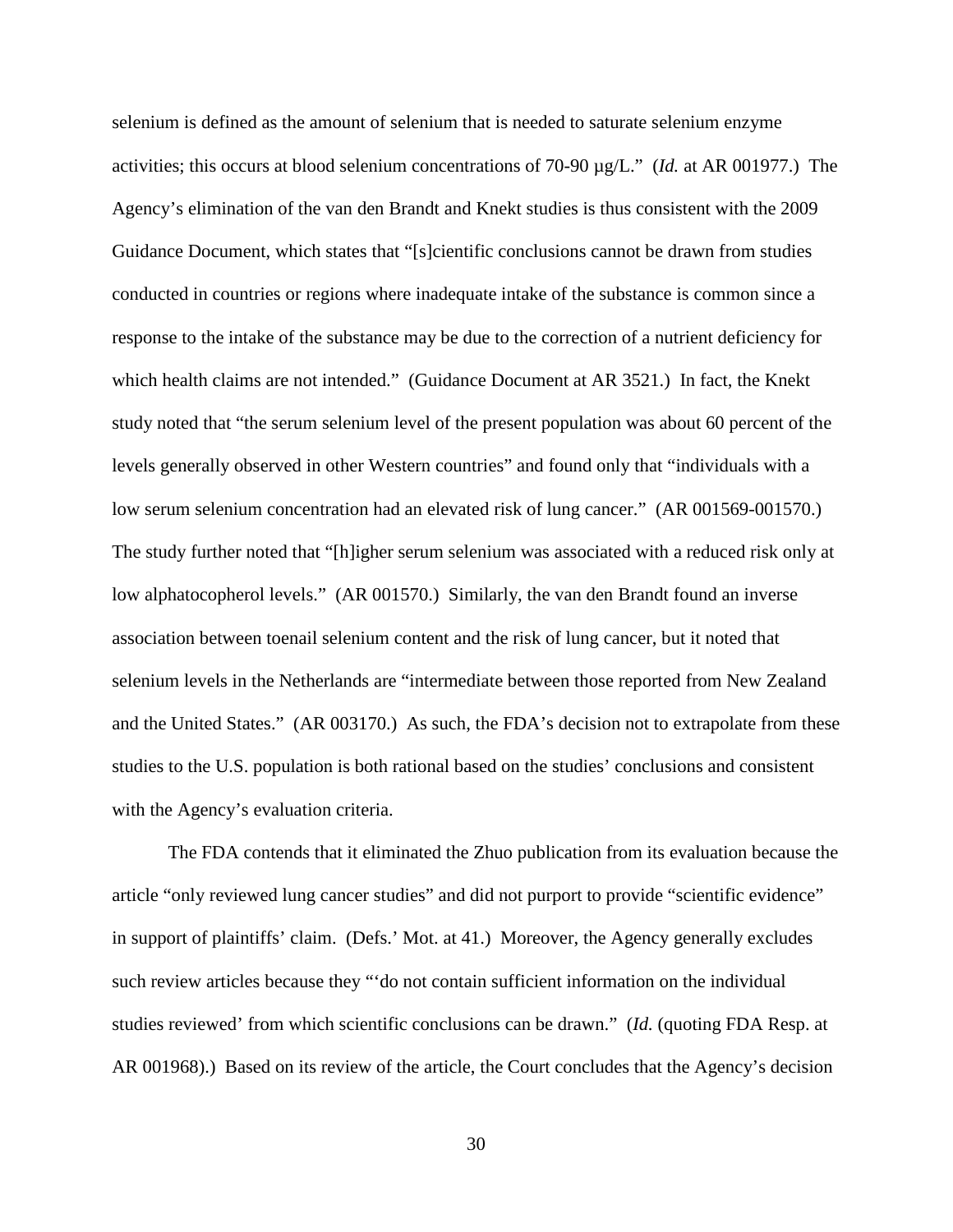selenium is defined as the amount of selenium that is needed to saturate selenium enzyme activities; this occurs at blood selenium concentrations of 70-90 µg/L." (*Id.* at AR 001977.) The Agency's elimination of the van den Brandt and Knekt studies is thus consistent with the 2009 Guidance Document, which states that "[s]cientific conclusions cannot be drawn from studies conducted in countries or regions where inadequate intake of the substance is common since a response to the intake of the substance may be due to the correction of a nutrient deficiency for which health claims are not intended." (Guidance Document at AR 3521.) In fact, the Knekt study noted that "the serum selenium level of the present population was about 60 percent of the levels generally observed in other Western countries" and found only that "individuals with a low serum selenium concentration had an elevated risk of lung cancer." (AR 001569-001570.) The study further noted that "[h]igher serum selenium was associated with a reduced risk only at low alphatocopherol levels." (AR 001570.) Similarly, the van den Brandt found an inverse association between toenail selenium content and the risk of lung cancer, but it noted that selenium levels in the Netherlands are "intermediate between those reported from New Zealand and the United States." (AR 003170.) As such, the FDA's decision not to extrapolate from these studies to the U.S. population is both rational based on the studies' conclusions and consistent with the Agency's evaluation criteria.

The FDA contends that it eliminated the Zhuo publication from its evaluation because the article "only reviewed lung cancer studies" and did not purport to provide "scientific evidence" in support of plaintiffs' claim. (Defs.' Mot. at 41.) Moreover, the Agency generally excludes such review articles because they "'do not contain sufficient information on the individual studies reviewed' from which scientific conclusions can be drawn." (*Id.* (quoting FDA Resp. at AR 001968).) Based on its review of the article, the Court concludes that the Agency's decision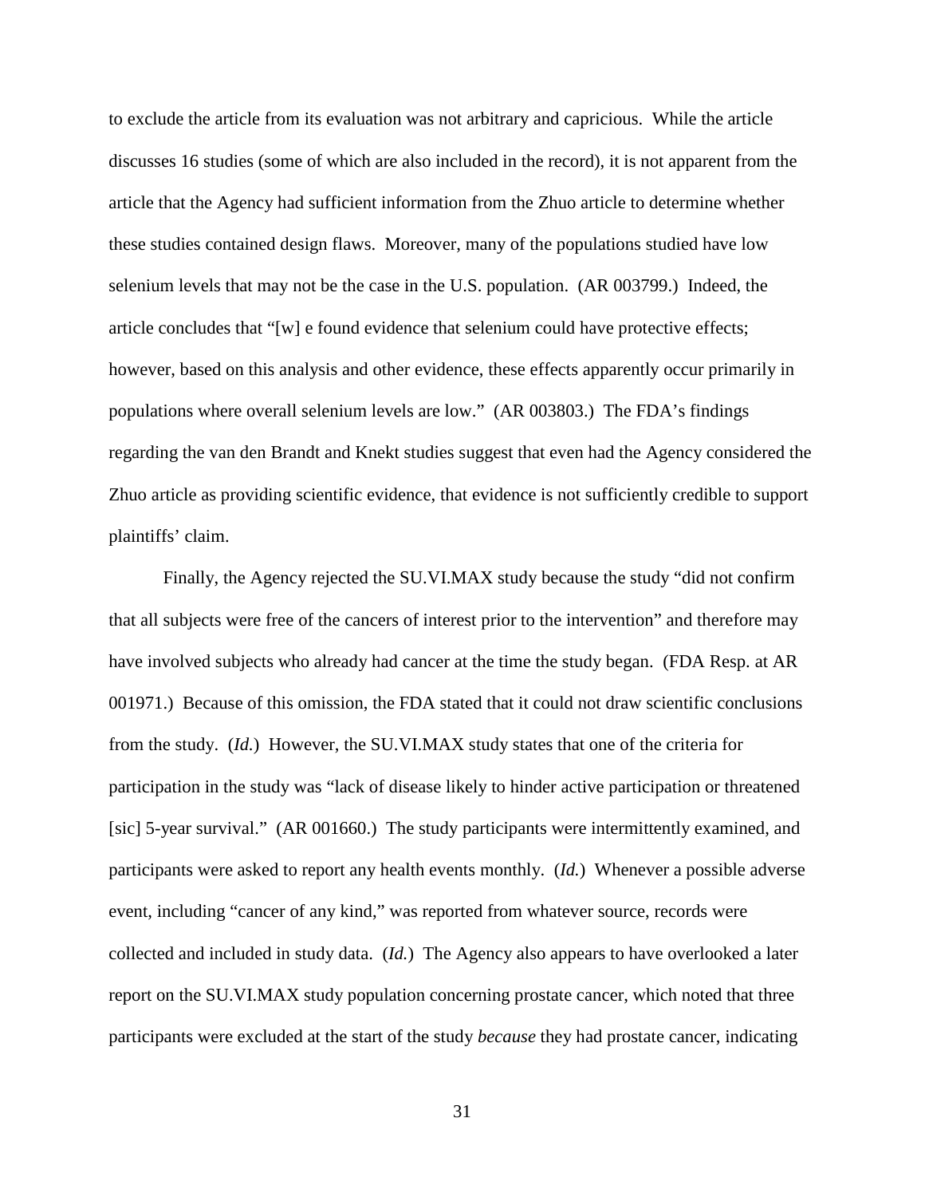to exclude the article from its evaluation was not arbitrary and capricious. While the article discusses 16 studies (some of which are also included in the record), it is not apparent from the article that the Agency had sufficient information from the Zhuo article to determine whether these studies contained design flaws. Moreover, many of the populations studied have low selenium levels that may not be the case in the U.S. population. (AR 003799.) Indeed, the article concludes that "[w] e found evidence that selenium could have protective effects; however, based on this analysis and other evidence, these effects apparently occur primarily in populations where overall selenium levels are low." (AR 003803.) The FDA's findings regarding the van den Brandt and Knekt studies suggest that even had the Agency considered the Zhuo article as providing scientific evidence, that evidence is not sufficiently credible to support plaintiffs' claim.

Finally, the Agency rejected the SU.VI.MAX study because the study "did not confirm that all subjects were free of the cancers of interest prior to the intervention" and therefore may have involved subjects who already had cancer at the time the study began. (FDA Resp. at AR 001971.) Because of this omission, the FDA stated that it could not draw scientific conclusions from the study. (*Id.*) However, the SU.VI.MAX study states that one of the criteria for participation in the study was "lack of disease likely to hinder active participation or threatened [sic] 5-year survival." (AR 001660.) The study participants were intermittently examined, and participants were asked to report any health events monthly. (*Id.*) Whenever a possible adverse event, including "cancer of any kind," was reported from whatever source, records were collected and included in study data. (*Id.*) The Agency also appears to have overlooked a later report on the SU.VI.MAX study population concerning prostate cancer, which noted that three participants were excluded at the start of the study *because* they had prostate cancer, indicating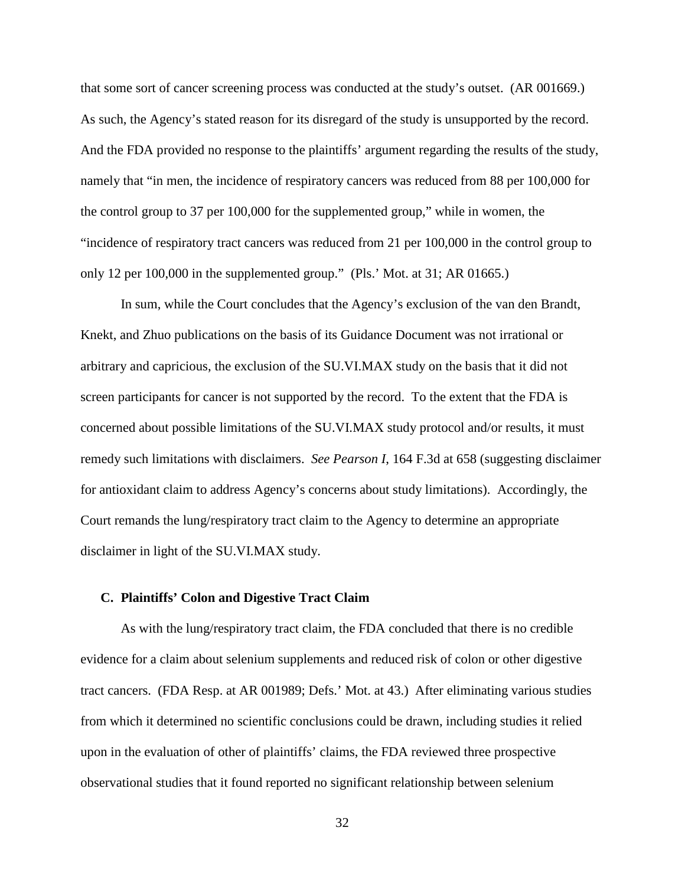that some sort of cancer screening process was conducted at the study's outset. (AR 001669.) As such, the Agency's stated reason for its disregard of the study is unsupported by the record. And the FDA provided no response to the plaintiffs' argument regarding the results of the study, namely that "in men, the incidence of respiratory cancers was reduced from 88 per 100,000 for the control group to 37 per 100,000 for the supplemented group," while in women, the "incidence of respiratory tract cancers was reduced from 21 per 100,000 in the control group to only 12 per 100,000 in the supplemented group." (Pls.' Mot. at 31; AR 01665.)

In sum, while the Court concludes that the Agency's exclusion of the van den Brandt, Knekt, and Zhuo publications on the basis of its Guidance Document was not irrational or arbitrary and capricious, the exclusion of the SU.VI.MAX study on the basis that it did not screen participants for cancer is not supported by the record. To the extent that the FDA is concerned about possible limitations of the SU.VI.MAX study protocol and/or results, it must remedy such limitations with disclaimers. *See Pearson I*, 164 F.3d at 658 (suggesting disclaimer for antioxidant claim to address Agency's concerns about study limitations). Accordingly, the Court remands the lung/respiratory tract claim to the Agency to determine an appropriate disclaimer in light of the SU.VI.MAX study.

### C. Plaintiffs' Colon and Digestive Tract Claim

As with the lung/respiratory tract claim, the FDA concluded that there is no credible evidence for a claim about selenium supplements and reduced risk of colon or other digestive tract cancers. (FDA Resp. at AR 001989; Defs.' Mot. at 43.) After eliminating various studies from which it determined no scientific conclusions could be drawn, including studies it relied upon in the evaluation of other of plaintiffs' claims, the FDA reviewed three prospective observational studies that it found reported no significant relationship between selenium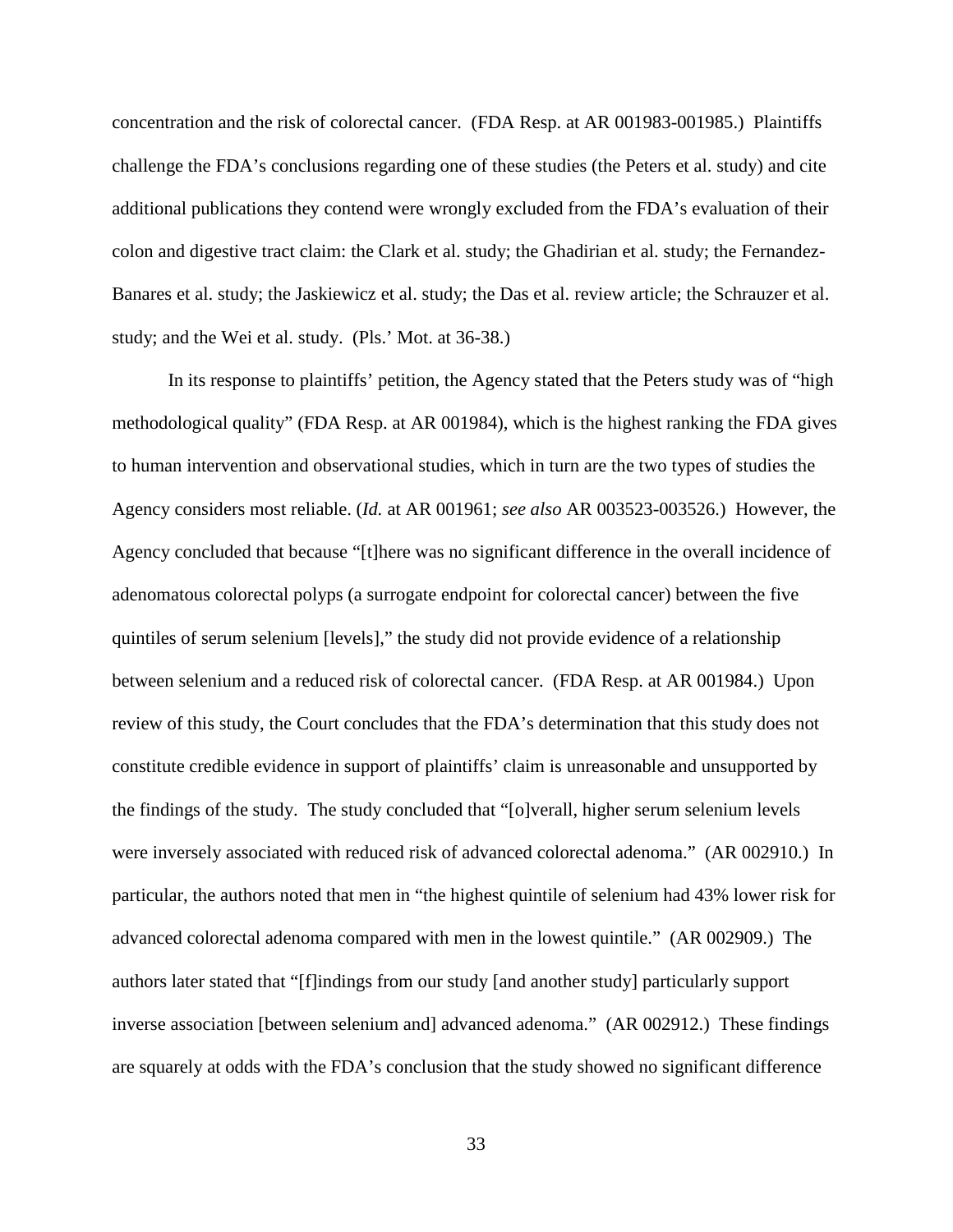concentration and the risk of colorectal cancer. (FDA Resp. at AR 001983-001985.) Plaintiffs challenge the FDA's conclusions regarding one of these studies (the Peters et al. study) and cite additional publications they contend were wrongly excluded from the FDA's evaluation of their colon and digestive tract claim: the Clark et al. study; the Ghadirian et al. study; the Fernandez-Banares et al. study; the Jaskiewicz et al. study; the Das et al. review article; the Schrauzer et al. study; and the Wei et al. study. (Pls.' Mot. at 36-38.)

In its response to plaintiffs' petition, the Agency stated that the Peters study was of "high methodological quality" (FDA Resp. at AR 001984), which is the highest ranking the FDA gives to human intervention and observational studies, which in turn are the two types of studies the Agency considers most reliable. (*Id.* at AR 001961; *see also* AR 003523-003526.) However, the Agency concluded that because "[t]here was no significant difference in the overall incidence of adenomatous colorectal polyps (a surrogate endpoint for colorectal cancer) between the five quintiles of serum selenium [levels]," the study did not provide evidence of a relationship between selenium and a reduced risk of colorectal cancer. (FDA Resp. at AR 001984.) Upon review of this study, the Court concludes that the FDA's determination that this study does not constitute credible evidence in support of plaintiffs' claim is unreasonable and unsupported by the findings of the study. The study concluded that "[o]verall, higher serum selenium levels were inversely associated with reduced risk of advanced colorectal adenoma." (AR 002910.) In particular, the authors noted that men in "the highest quintile of selenium had 43% lower risk for advanced colorectal adenoma compared with men in the lowest quintile." (AR 002909.) The authors later stated that "[f]indings from our study [and another study] particularly support inverse association [between selenium and] advanced adenoma." (AR 002912.) These findings are squarely at odds with the FDA's conclusion that the study showed no significant difference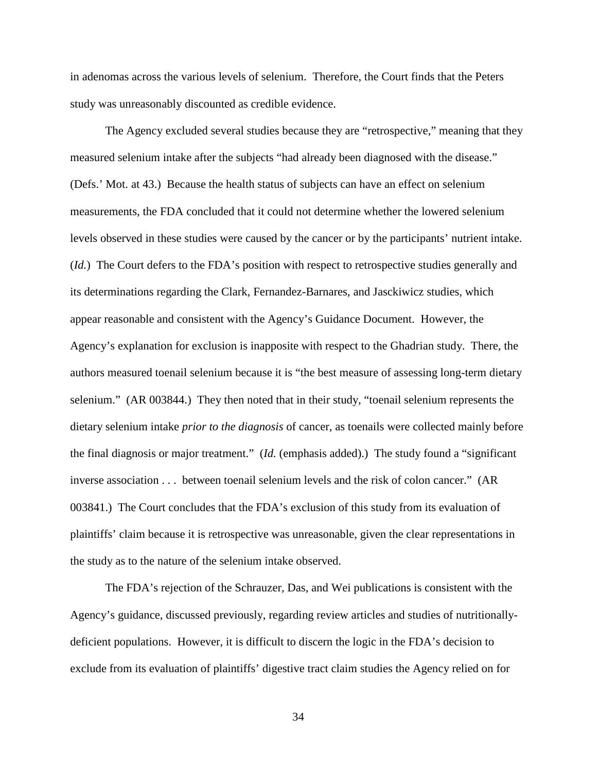in adenomas across the various levels of selenium. Therefore, the Court finds that the Peters study was unreasonably discounted as credible evidence.

The Agency excluded several studies because they are "retrospective," meaning that they measured selenium intake after the subjects "had already been diagnosed with the disease." (Defs.' Mot. at 43.) Because the health status of subjects can have an effect on selenium measurements, the FDA concluded that it could not determine whether the lowered selenium levels observed in these studies were caused by the cancer or by the participants' nutrient intake. (*Id.*) The Court defers to the FDA's position with respect to retrospective studies generally and its determinations regarding the Clark, Fernandez-Barnares, and Jasckiwicz studies, which appear reasonable and consistent with the Agency's Guidance Document. However, the Agency's explanation for exclusion is inapposite with respect to the Ghadrian study. There, the authors measured toenail selenium because it is "the best measure of assessing long-term dietary selenium." (AR 003844.) They then noted that in their study, "toenail selenium represents the dietary selenium intake *prior to the diagnosis* of cancer, as toenails were collected mainly before the final diagnosis or major treatment." (*Id.* (emphasis added).) The study found a "significant inverse association . . . between toenail selenium levels and the risk of colon cancer." (AR 003841.) The Court concludes that the FDA's exclusion of this study from its evaluation of plaintiffs' claim because it is retrospective was unreasonable, given the clear representations in the study as to the nature of the selenium intake observed.

The FDA's rejection of the Schrauzer, Das, and Wei publications is consistent with the Agency's guidance, discussed previously, regarding review articles and studies of nutritionally-deficient populations. However, it is difficult to discern the logic in the FDA's decision to exclude from its evaluation of plaintiffs' digestive tract claim studies the Agency relied on for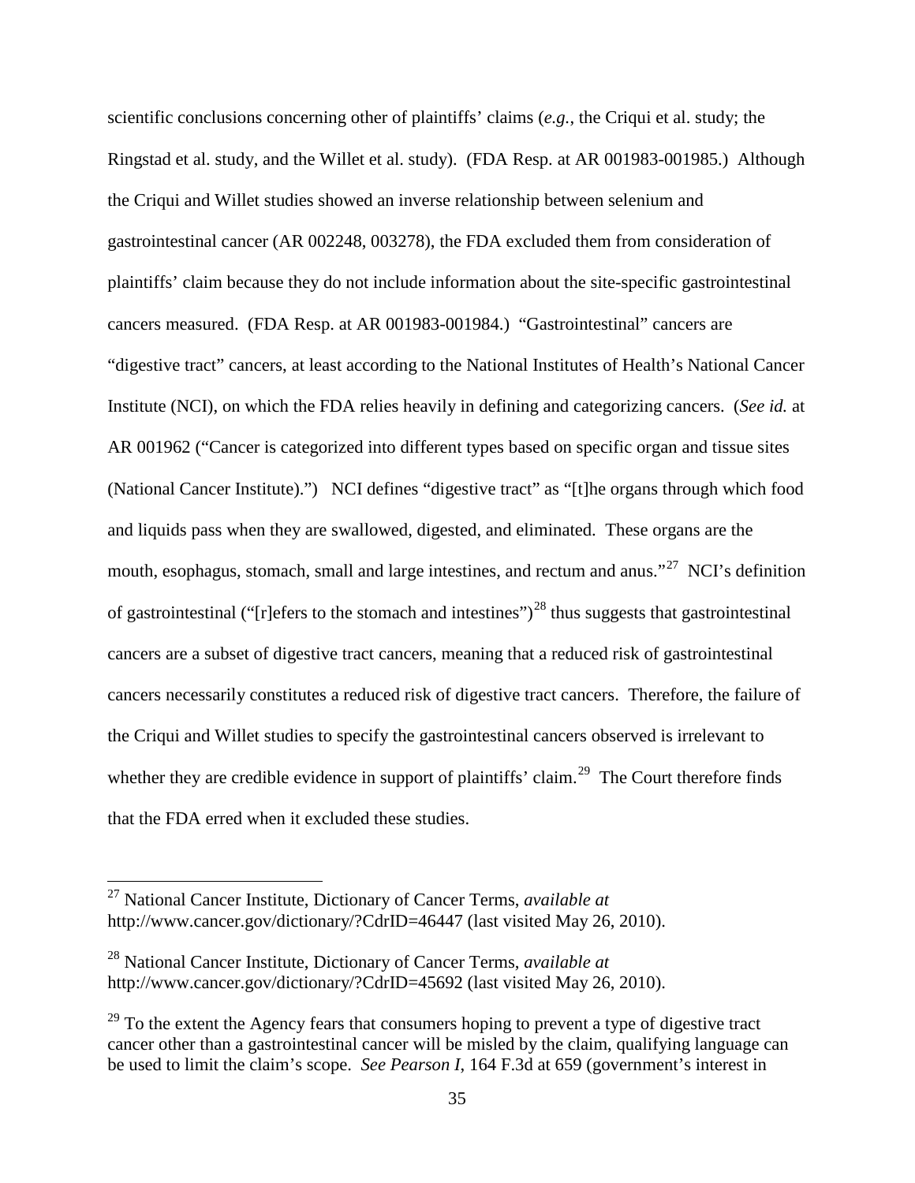scientific conclusions concerning other of plaintiffs' claims (*e.g.*, the Criqui et al. study; the Ringstad et al. study, and the Willet et al. study). (FDA Resp. at AR 001983-001985.) Although the Criqui and Willet studies showed an inverse relationship between selenium and gastrointestinal cancer (AR 002248, 003278), the FDA excluded them from consideration of plaintiffs' claim because they do not include information about the site-specific gastrointestinal cancers measured. (FDA Resp. at AR 001983-001984.) "Gastrointestinal" cancers are "digestive tract" cancers, at least according to the National Institutes of Health's National Cancer Institute (NCI), on which the FDA relies heavily in defining and categorizing cancers. (*See id.* at AR 001962 ("Cancer is categorized into different types based on specific organ and tissue sites (National Cancer Institute).") NCI defines "digestive tract" as "[t]he organs through which food and liquids pass when they are swallowed, digested, and eliminated. These organs are the mouth, esophagus, stomach, small and large intestines, and rectum and anus."[27] NCI's definition of gastrointestinal ("[r]efers to the stomach and intestines")[28] thus suggests that gastrointestinal cancers are a subset of digestive tract cancers, meaning that a reduced risk of gastrointestinal cancers necessarily constitutes a reduced risk of digestive tract cancers. Therefore, the failure of the Criqui and Willet studies to specify the gastrointestinal cancers observed is irrelevant to whether they are credible evidence in support of plaintiffs' claim.[29] The Court therefore finds that the FDA erred when it excluded these studies.

---

[27] National Cancer Institute, Dictionary of Cancer Terms, *available at* http://www.cancer.gov/dictionary/?CdrID=46447 (last visited May 26, 2010).

[28] National Cancer Institute, Dictionary of Cancer Terms, *available at* http://www.cancer.gov/dictionary/?CdrID=45692 (last visited May 26, 2010).

[29] To the extent the Agency fears that consumers hoping to prevent a type of digestive tract cancer other than a gastrointestinal cancer will be misled by the claim, qualifying language can be used to limit the claim's scope. *See Pearson I*, 164 F.3d at 659 (government's interest in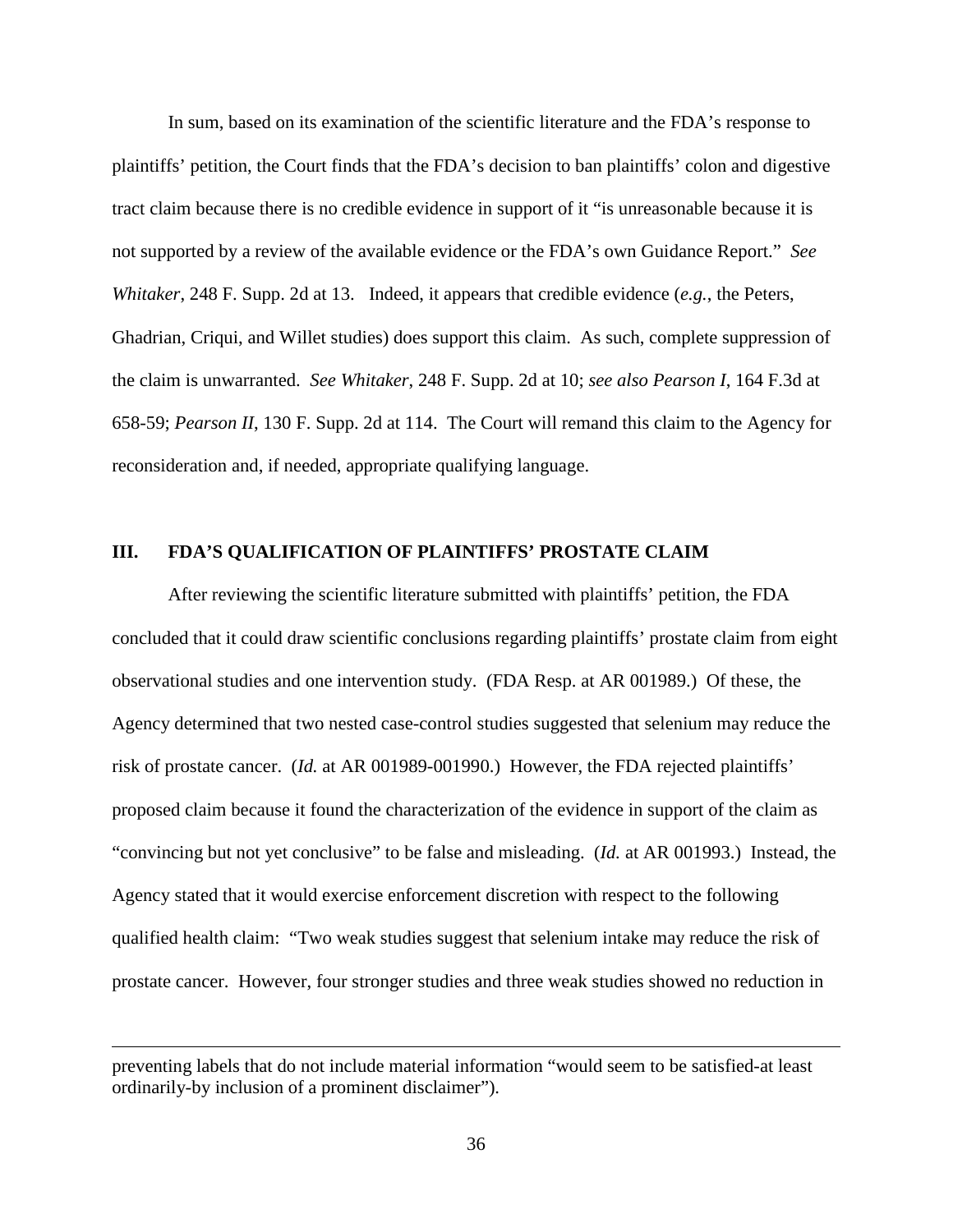In sum, based on its examination of the scientific literature and the FDA's response to plaintiffs' petition, the Court finds that the FDA's decision to ban plaintiffs' colon and digestive tract claim because there is no credible evidence in support of it "is unreasonable because it is not supported by a review of the available evidence or the FDA's own Guidance Report." *See Whitaker*, 248 F. Supp. 2d at 13. Indeed, it appears that credible evidence (*e.g.*, the Peters, Ghadrian, Criqui, and Willet studies) does support this claim. As such, complete suppression of the claim is unwarranted. *See Whitaker*, 248 F. Supp. 2d at 10; *see also Pearson I*, 164 F.3d at 658-59; *Pearson II*, 130 F. Supp. 2d at 114. The Court will remand this claim to the Agency for reconsideration and, if needed, appropriate qualifying language.

## III. FDA'S QUALIFICATION OF PLAINTIFFS' PROSTATE CLAIM

After reviewing the scientific literature submitted with plaintiffs' petition, the FDA concluded that it could draw scientific conclusions regarding plaintiffs' prostate claim from eight observational studies and one intervention study. (FDA Resp. at AR 001989.) Of these, the Agency determined that two nested case-control studies suggested that selenium may reduce the risk of prostate cancer. (*Id.* at AR 001989-001990.) However, the FDA rejected plaintiffs' proposed claim because it found the characterization of the evidence in support of the claim as "convincing but not yet conclusive" to be false and misleading. (*Id.* at AR 001993.) Instead, the Agency stated that it would exercise enforcement discretion with respect to the following qualified health claim: "Two weak studies suggest that selenium intake may reduce the risk of prostate cancer. However, four stronger studies and three weak studies showed no reduction in

---

preventing labels that do not include material information "would seem to be satisfied-at least ordinarily-by inclusion of a prominent disclaimer").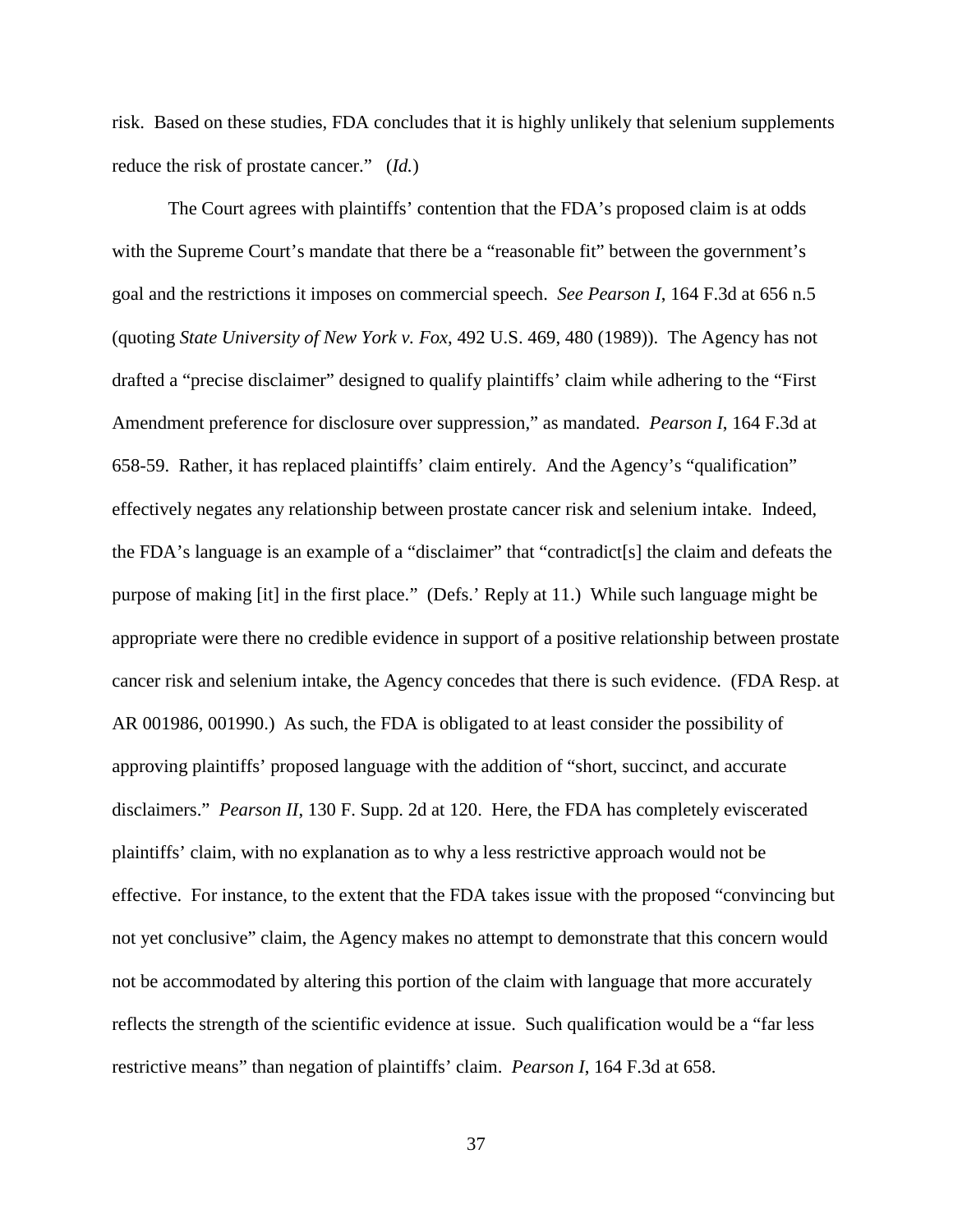risk. Based on these studies, FDA concludes that it is highly unlikely that selenium supplements reduce the risk of prostate cancer." (*Id.*)

The Court agrees with plaintiffs' contention that the FDA's proposed claim is at odds with the Supreme Court's mandate that there be a "reasonable fit" between the government's goal and the restrictions it imposes on commercial speech. *See Pearson I*, 164 F.3d at 656 n.5 (quoting *State University of New York v. Fox*, 492 U.S. 469, 480 (1989)). The Agency has not drafted a "precise disclaimer" designed to qualify plaintiffs' claim while adhering to the "First Amendment preference for disclosure over suppression," as mandated. *Pearson I*, 164 F.3d at 658-59. Rather, it has replaced plaintiffs' claim entirely. And the Agency's "qualification" effectively negates any relationship between prostate cancer risk and selenium intake. Indeed, the FDA's language is an example of a "disclaimer" that "contradict[s] the claim and defeats the purpose of making [it] in the first place." (Defs.' Reply at 11.) While such language might be appropriate were there no credible evidence in support of a positive relationship between prostate cancer risk and selenium intake, the Agency concedes that there is such evidence. (FDA Resp. at AR 001986, 001990.) As such, the FDA is obligated to at least consider the possibility of approving plaintiffs' proposed language with the addition of "short, succinct, and accurate disclaimers." *Pearson II*, 130 F. Supp. 2d at 120. Here, the FDA has completely eviscerated plaintiffs' claim, with no explanation as to why a less restrictive approach would not be effective. For instance, to the extent that the FDA takes issue with the proposed "convincing but not yet conclusive" claim, the Agency makes no attempt to demonstrate that this concern would not be accommodated by altering this portion of the claim with language that more accurately reflects the strength of the scientific evidence at issue. Such qualification would be a "far less restrictive means" than negation of plaintiffs' claim. *Pearson I*, 164 F.3d at 658.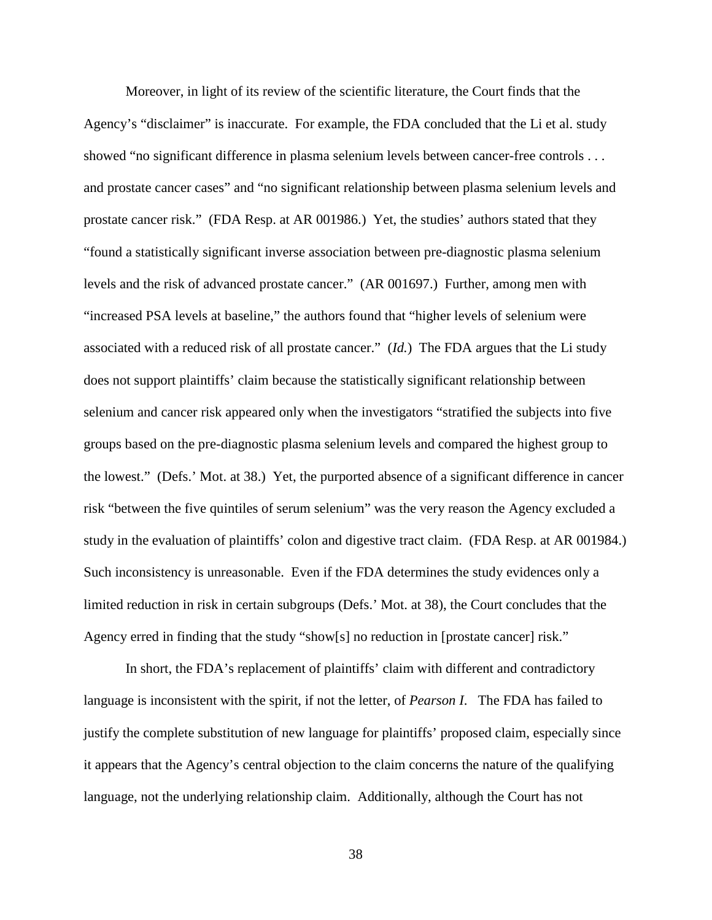Moreover, in light of its review of the scientific literature, the Court finds that the Agency's "disclaimer" is inaccurate. For example, the FDA concluded that the Li et al. study showed "no significant difference in plasma selenium levels between cancer-free controls . . . and prostate cancer cases" and "no significant relationship between plasma selenium levels and prostate cancer risk." (FDA Resp. at AR 001986.) Yet, the studies' authors stated that they "found a statistically significant inverse association between pre-diagnostic plasma selenium levels and the risk of advanced prostate cancer." (AR 001697.) Further, among men with "increased PSA levels at baseline," the authors found that "higher levels of selenium were associated with a reduced risk of all prostate cancer." (*Id.*) The FDA argues that the Li study does not support plaintiffs' claim because the statistically significant relationship between selenium and cancer risk appeared only when the investigators "stratified the subjects into five groups based on the pre-diagnostic plasma selenium levels and compared the highest group to the lowest." (Defs.' Mot. at 38.) Yet, the purported absence of a significant difference in cancer risk "between the five quintiles of serum selenium" was the very reason the Agency excluded a study in the evaluation of plaintiffs' colon and digestive tract claim. (FDA Resp. at AR 001984.) Such inconsistency is unreasonable. Even if the FDA determines the study evidences only a limited reduction in risk in certain subgroups (Defs.' Mot. at 38), the Court concludes that the Agency erred in finding that the study "show[s] no reduction in [prostate cancer] risk."

In short, the FDA's replacement of plaintiffs' claim with different and contradictory language is inconsistent with the spirit, if not the letter, of *Pearson I*. The FDA has failed to justify the complete substitution of new language for plaintiffs' proposed claim, especially since it appears that the Agency's central objection to the claim concerns the nature of the qualifying language, not the underlying relationship claim. Additionally, although the Court has not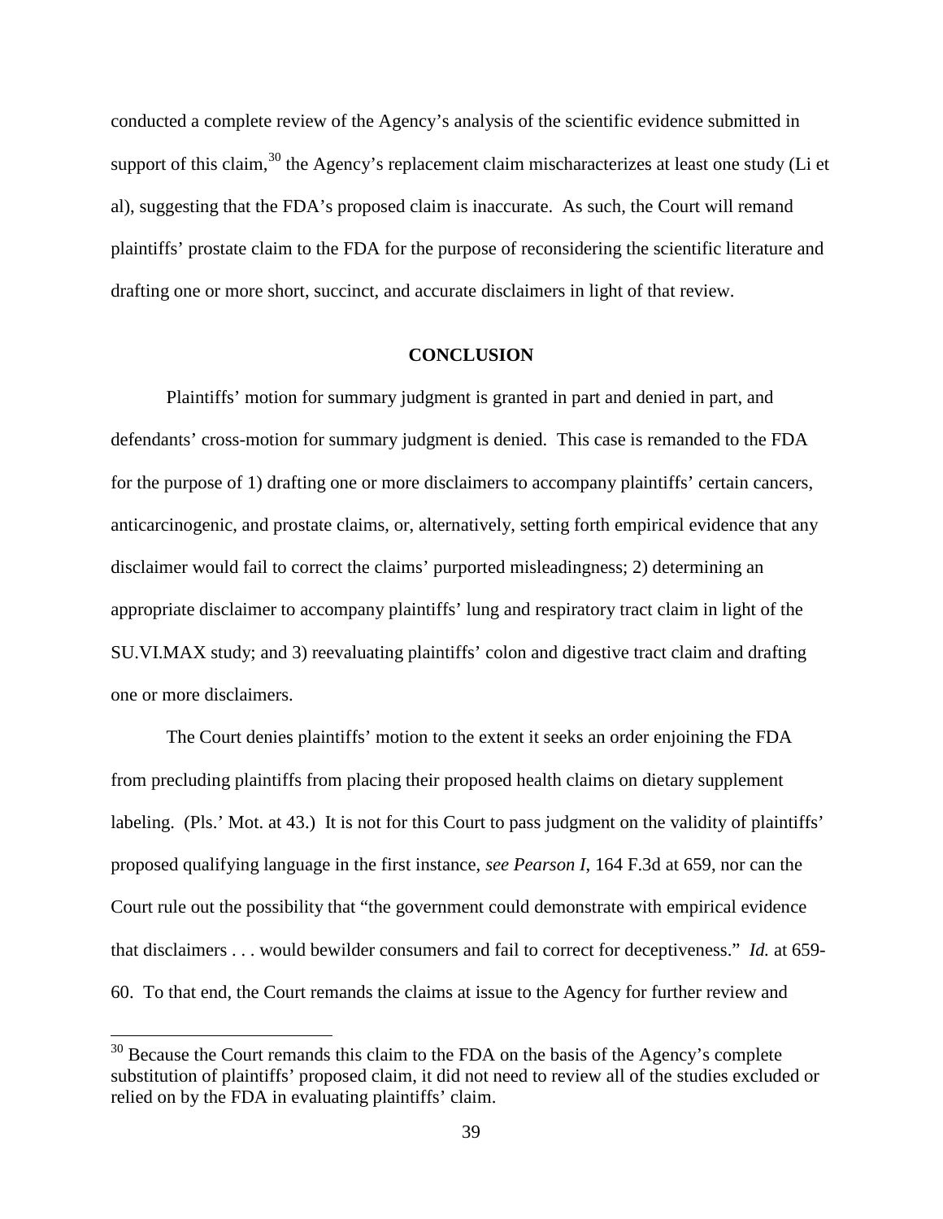conducted a complete review of the Agency's analysis of the scientific evidence submitted in support of this claim,[30] the Agency's replacement claim mischaracterizes at least one study (Li et al), suggesting that the FDA's proposed claim is inaccurate. As such, the Court will remand plaintiffs' prostate claim to the FDA for the purpose of reconsidering the scientific literature and drafting one or more short, succinct, and accurate disclaimers in light of that review.

## CONCLUSION

Plaintiffs' motion for summary judgment is granted in part and denied in part, and defendants' cross-motion for summary judgment is denied. This case is remanded to the FDA for the purpose of 1) drafting one or more disclaimers to accompany plaintiffs' certain cancers, anticarcinogenic, and prostate claims, or, alternatively, setting forth empirical evidence that any disclaimer would fail to correct the claims' purported misleadingness; 2) determining an appropriate disclaimer to accompany plaintiffs' lung and respiratory tract claim in light of the SU.VI.MAX study; and 3) reevaluating plaintiffs' colon and digestive tract claim and drafting one or more disclaimers.

The Court denies plaintiffs' motion to the extent it seeks an order enjoining the FDA from precluding plaintiffs from placing their proposed health claims on dietary supplement labeling. (Pls.' Mot. at 43.) It is not for this Court to pass judgment on the validity of plaintiffs' proposed qualifying language in the first instance, *see Pearson I*, 164 F.3d at 659, nor can the Court rule out the possibility that "the government could demonstrate with empirical evidence that disclaimers . . . would bewilder consumers and fail to correct for deceptiveness." *Id.* at 659-60. To that end, the Court remands the claims at issue to the Agency for further review and

[30] Because the Court remands this claim to the FDA on the basis of the Agency's complete substitution of plaintiffs' proposed claim, it did not need to review all of the studies excluded or relied on by the FDA in evaluating plaintiffs' claim.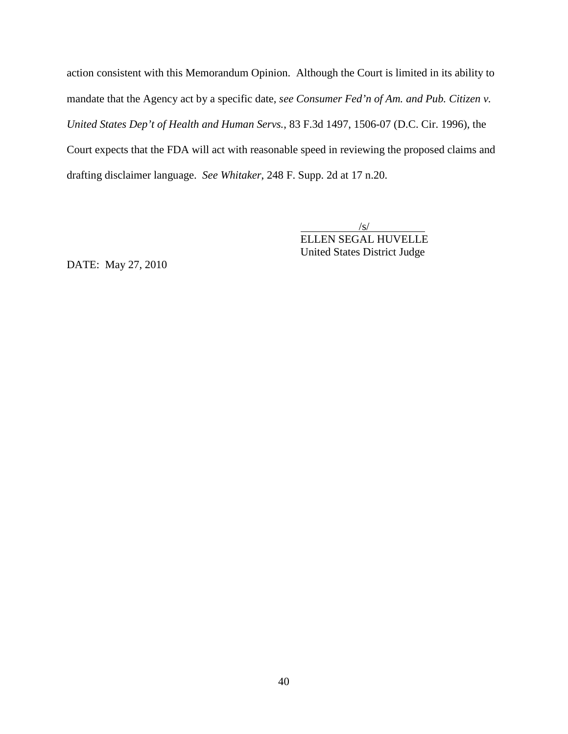action consistent with this Memorandum Opinion. Although the Court is limited in its ability to mandate that the Agency act by a specific date, *see Consumer Fed'n of Am. and Pub. Citizen v. United States Dep't of Health and Human Servs.*, 83 F.3d 1497, 1506-07 (D.C. Cir. 1996), the Court expects that the FDA will act with reasonable speed in reviewing the proposed claims and drafting disclaimer language. *See Whitaker*, 248 F. Supp. 2d at 17 n.20.

/s/
ELLEN SEGAL HUVELLE
United States District Judge

DATE: May 27, 2010